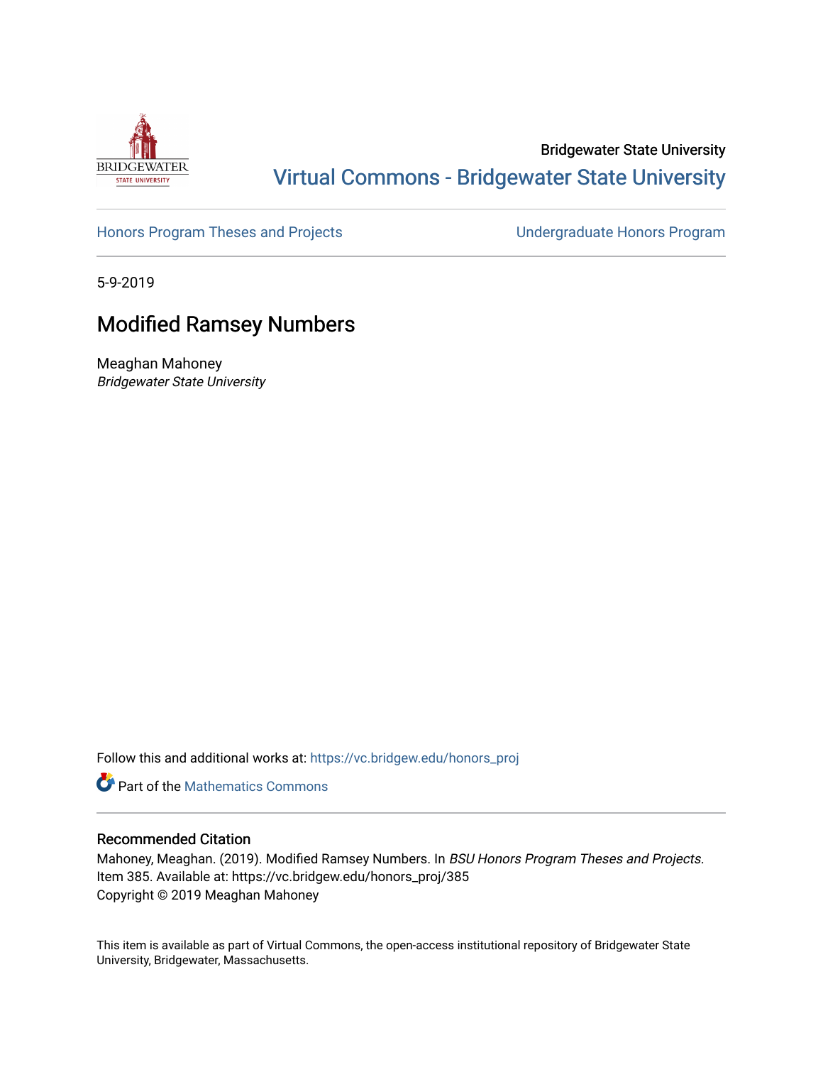Bridgewater State University

Virtual Commons - Bridgewater State University

Honors Program Theses and Projects

Undergraduate Honors Program

5-9-2019

# Modified Ramsey Numbers

Meaghan Mahoney
*Bridgewater State University*

Follow this and additional works at: https://vc.bridgew.edu/honors_proj

Part of the Mathematics Commons

## Recommended Citation

Mahoney, Meaghan. (2019). Modified Ramsey Numbers. In *BSU Honors Program Theses and Projects.* Item 385. Available at: https://vc.bridgew.edu/honors_proj/385
Copyright © 2019 Meaghan Mahoney

This item is available as part of Virtual Commons, the open-access institutional repository of Bridgewater State University, Bridgewater, Massachusetts.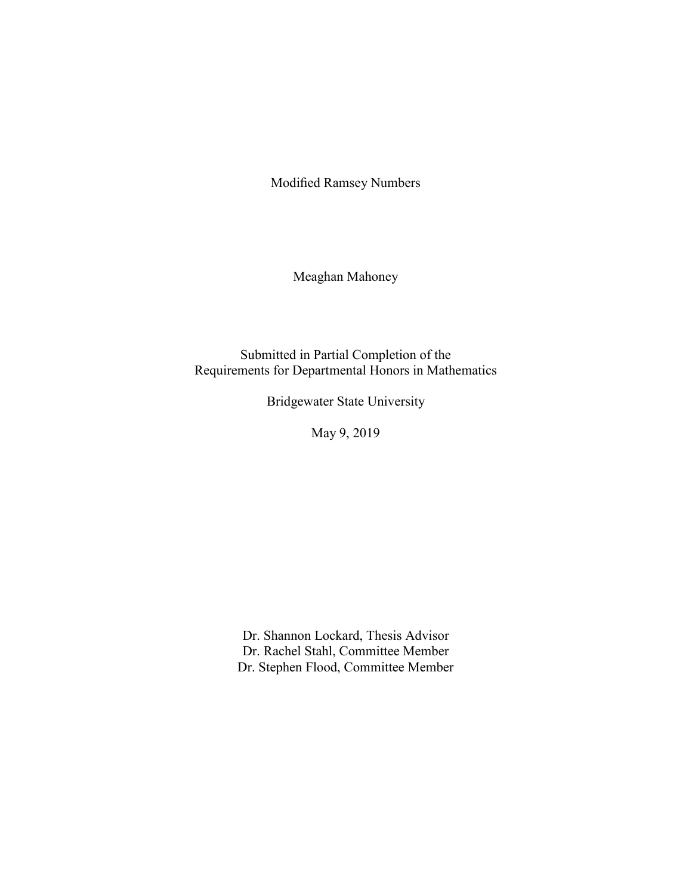# Modified Ramsey Numbers

Meaghan Mahoney

Submitted in Partial Completion of the
Requirements for Departmental Honors in Mathematics

Bridgewater State University

May 9, 2019

Dr. Shannon Lockard, Thesis Advisor
Dr. Rachel Stahl, Committee Member
Dr. Stephen Flood, Committee Member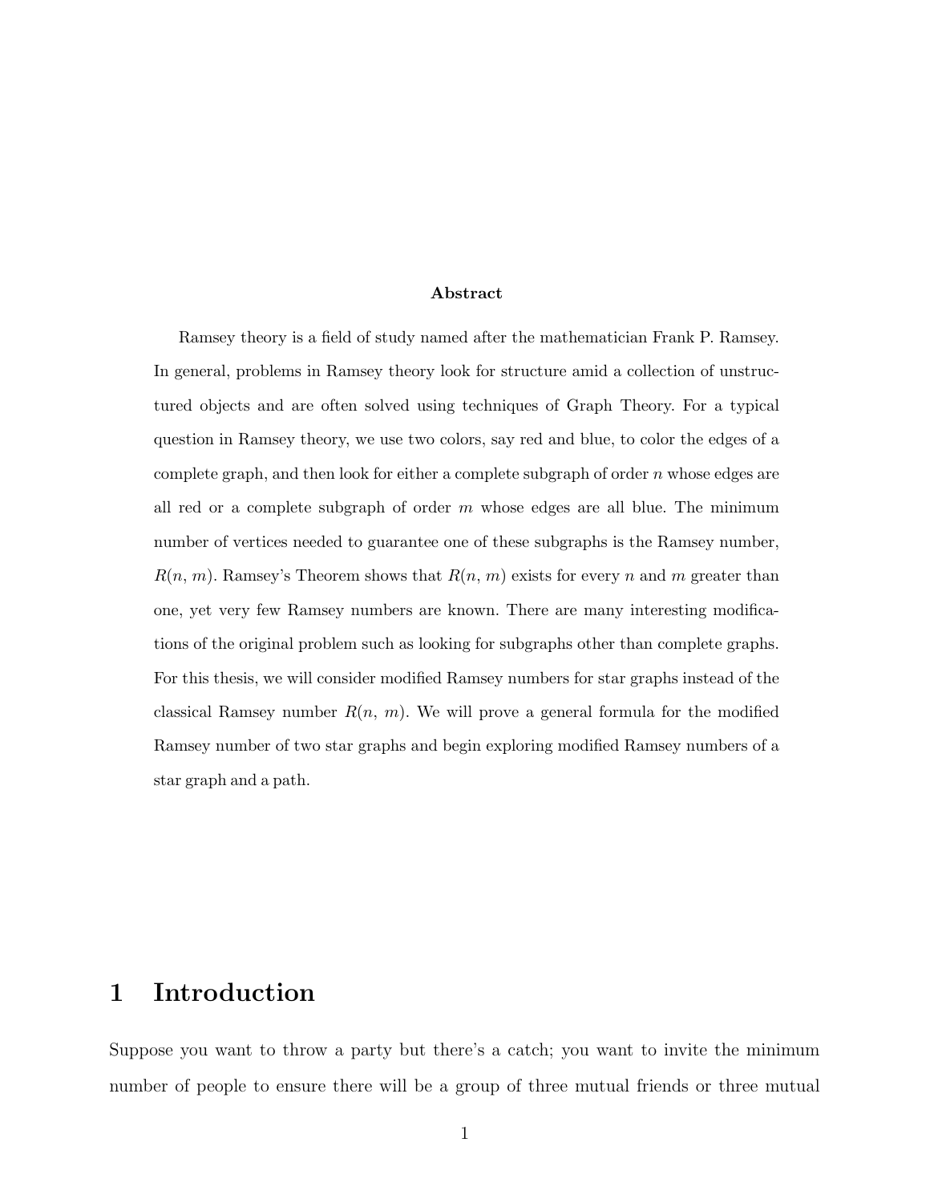**Abstract**

Ramsey theory is a field of study named after the mathematician Frank P. Ramsey. In general, problems in Ramsey theory look for structure amid a collection of unstructured objects and are often solved using techniques of Graph Theory. For a typical question in Ramsey theory, we use two colors, say red and blue, to color the edges of a complete graph, and then look for either a complete subgraph of order $n$ whose edges are all red or a complete subgraph of order $m$ whose edges are all blue. The minimum number of vertices needed to guarantee one of these subgraphs is the Ramsey number, $R(n, m)$. Ramsey's Theorem shows that $R(n, m)$ exists for every $n$ and $m$ greater than one, yet very few Ramsey numbers are known. There are many interesting modifications of the original problem such as looking for subgraphs other than complete graphs. For this thesis, we will consider modified Ramsey numbers for star graphs instead of the classical Ramsey number $R(n, m)$. We will prove a general formula for the modified Ramsey number of two star graphs and begin exploring modified Ramsey numbers of a star graph and a path.

# 1 Introduction

Suppose you want to throw a party but there's a catch; you want to invite the minimum number of people to ensure there will be a group of three mutual friends or three mutual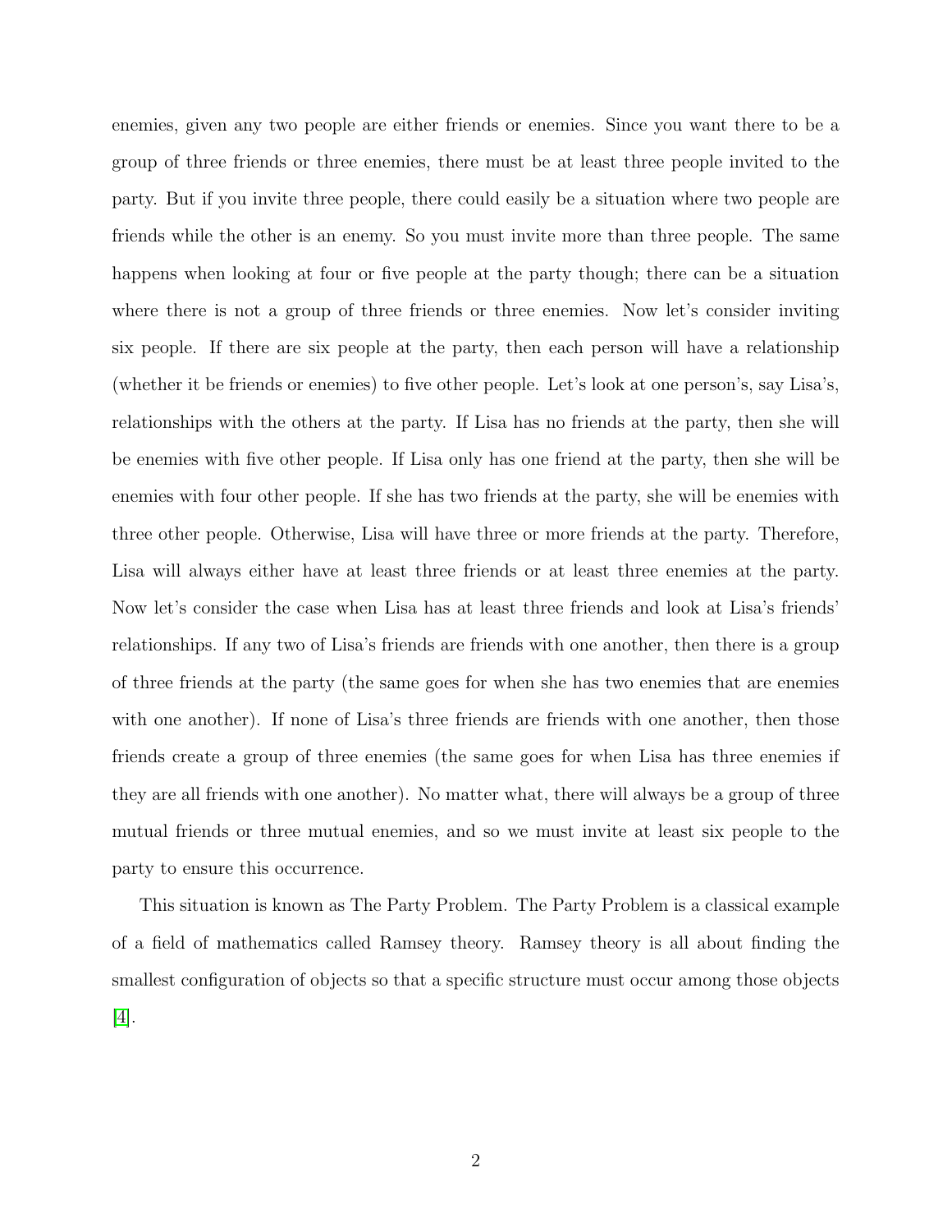enemies, given any two people are either friends or enemies. Since you want there to be a group of three friends or three enemies, there must be at least three people invited to the party. But if you invite three people, there could easily be a situation where two people are friends while the other is an enemy. So you must invite more than three people. The same happens when looking at four or five people at the party though; there can be a situation where there is not a group of three friends or three enemies. Now let's consider inviting six people. If there are six people at the party, then each person will have a relationship (whether it be friends or enemies) to five other people. Let's look at one person's, say Lisa's, relationships with the others at the party. If Lisa has no friends at the party, then she will be enemies with five other people. If Lisa only has one friend at the party, then she will be enemies with four other people. If she has two friends at the party, she will be enemies with three other people. Otherwise, Lisa will have three or more friends at the party. Therefore, Lisa will always either have at least three friends or at least three enemies at the party. Now let's consider the case when Lisa has at least three friends and look at Lisa's friends' relationships. If any two of Lisa's friends are friends with one another, then there is a group of three friends at the party (the same goes for when she has two enemies that are enemies with one another). If none of Lisa's three friends are friends with one another, then those friends create a group of three enemies (the same goes for when Lisa has three enemies if they are all friends with one another). No matter what, there will always be a group of three mutual friends or three mutual enemies, and so we must invite at least six people to the party to ensure this occurrence.

This situation is known as The Party Problem. The Party Problem is a classical example of a field of mathematics called Ramsey theory. Ramsey theory is all about finding the smallest configuration of objects so that a specific structure must occur among those objects [4].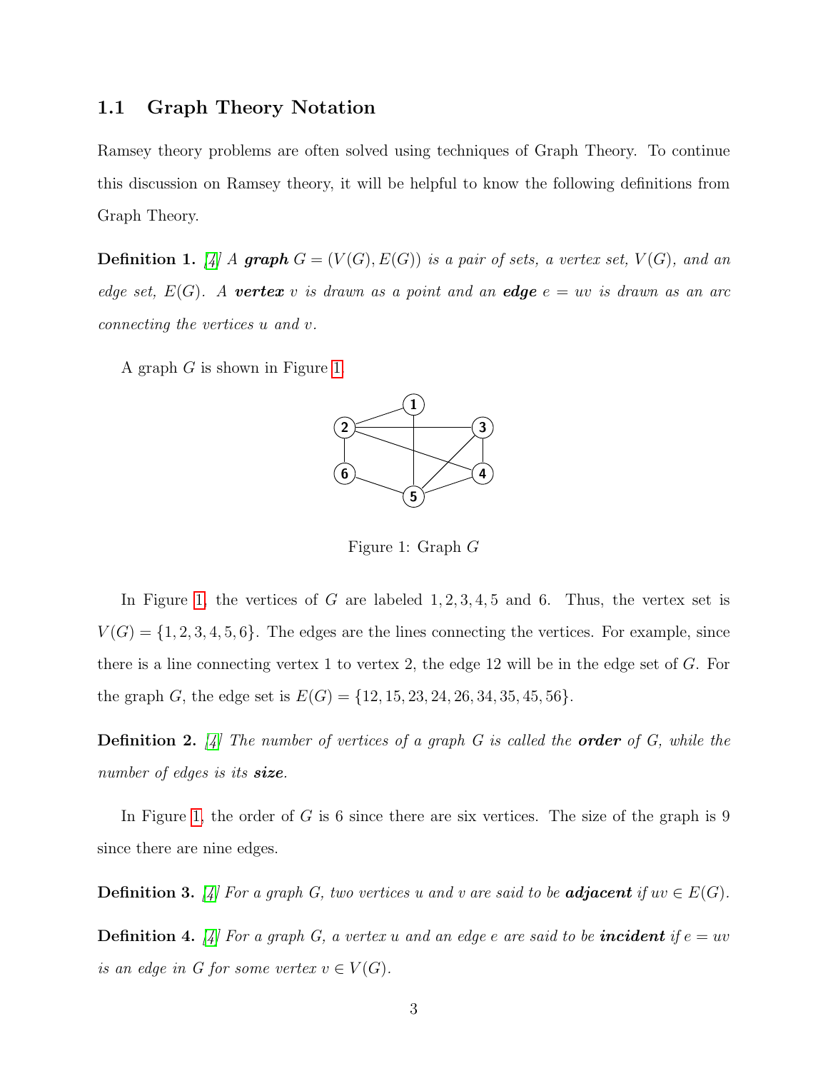### 1.1 Graph Theory Notation

Ramsey theory problems are often solved using techniques of Graph Theory. To continue this discussion on Ramsey theory, it will be helpful to know the following definitions from Graph Theory.

**Definition 1.** *[4] A **graph** $G = (V(G), E(G))$ is a pair of sets, a vertex set, $V(G)$, and an edge set, $E(G)$. A **vertex** $v$ is drawn as a point and an **edge** $e = uv$ is drawn as an arc connecting the vertices $u$ and $v$.*

A graph $G$ is shown in Figure 1.

Figure 1: Graph $G$

In Figure 1, the vertices of $G$ are labeled $1, 2, 3, 4, 5$ and $6$. Thus, the vertex set is $V(G) = \{1, 2, 3, 4, 5, 6\}$. The edges are the lines connecting the vertices. For example, since there is a line connecting vertex 1 to vertex 2, the edge 12 will be in the edge set of $G$. For the graph $G$, the edge set is $E(G) = \{12, 15, 23, 24, 26, 34, 35, 45, 56\}$.

**Definition 2.** *[4] The number of vertices of a graph $G$ is called the **order** of $G$, while the number of edges is its **size**.*

In Figure 1, the order of $G$ is 6 since there are six vertices. The size of the graph is 9 since there are nine edges.

**Definition 3.** *[4] For a graph $G$, two vertices $u$ and $v$ are said to be **adjacent** if $uv \in E(G)$.*

**Definition 4.** *[4] For a graph $G$, a vertex $u$ and an edge $e$ are said to be **incident** if $e = uv$ is an edge in $G$ for some vertex $v \in V(G)$.*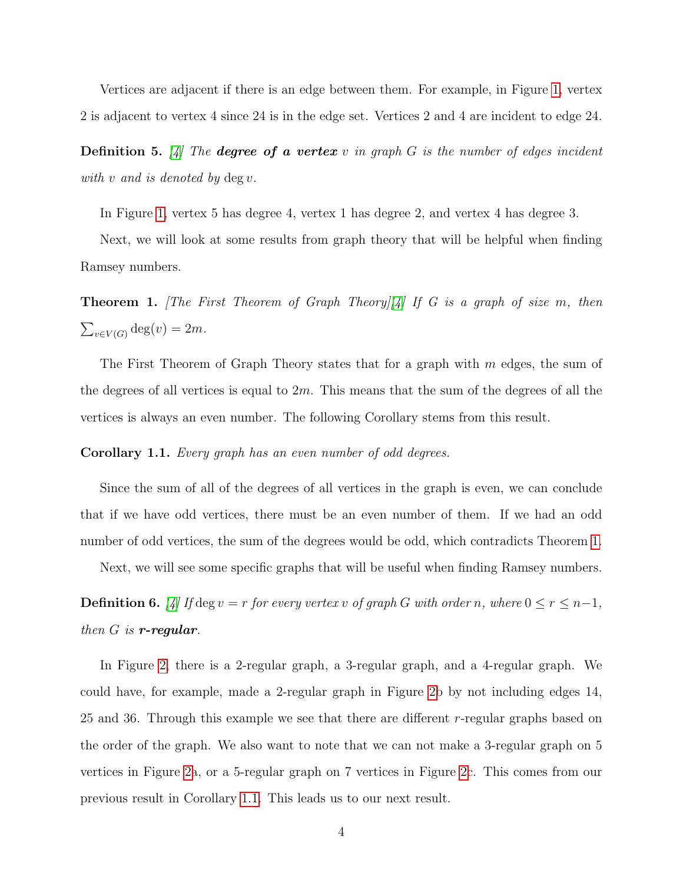Vertices are adjacent if there is an edge between them. For example, in Figure 1, vertex 2 is adjacent to vertex 4 since 24 is in the edge set. Vertices 2 and 4 are incident to edge 24.

**Definition 5.** *[4] The* ***degree of a vertex*** *$v$ in graph $G$ is the number of edges incident with $v$ and is denoted by $\deg v$.*

In Figure 1, vertex 5 has degree 4, vertex 1 has degree 2, and vertex 4 has degree 3.

Next, we will look at some results from graph theory that will be helpful when finding Ramsey numbers.

**Theorem 1.** *[The First Theorem of Graph Theory][4] If $G$ is a graph of size $m$, then $\sum_{v \in V(G)} \deg(v) = 2m$.*

The First Theorem of Graph Theory states that for a graph with $m$ edges, the sum of the degrees of all vertices is equal to $2m$. This means that the sum of the degrees of all the vertices is always an even number. The following Corollary stems from this result.

**Corollary 1.1.** *Every graph has an even number of odd degrees.*

Since the sum of all of the degrees of all vertices in the graph is even, we can conclude that if we have odd vertices, there must be an even number of them. If we had an odd number of odd vertices, the sum of the degrees would be odd, which contradicts Theorem 1.

Next, we will see some specific graphs that will be useful when finding Ramsey numbers.

**Definition 6.** *[4] If $\deg v = r$ for every vertex $v$ of graph $G$ with order $n$, where $0 \leq r \leq n-1$, then $G$ is* ***r-regular****.*

In Figure 2, there is a 2-regular graph, a 3-regular graph, and a 4-regular graph. We could have, for example, made a 2-regular graph in Figure 2b by not including edges 14, 25 and 36. Through this example we see that there are different $r$-regular graphs based on the order of the graph. We also want to note that we can not make a 3-regular graph on 5 vertices in Figure 2a, or a 5-regular graph on 7 vertices in Figure 2c. This comes from our previous result in Corollary 1.1. This leads us to our next result.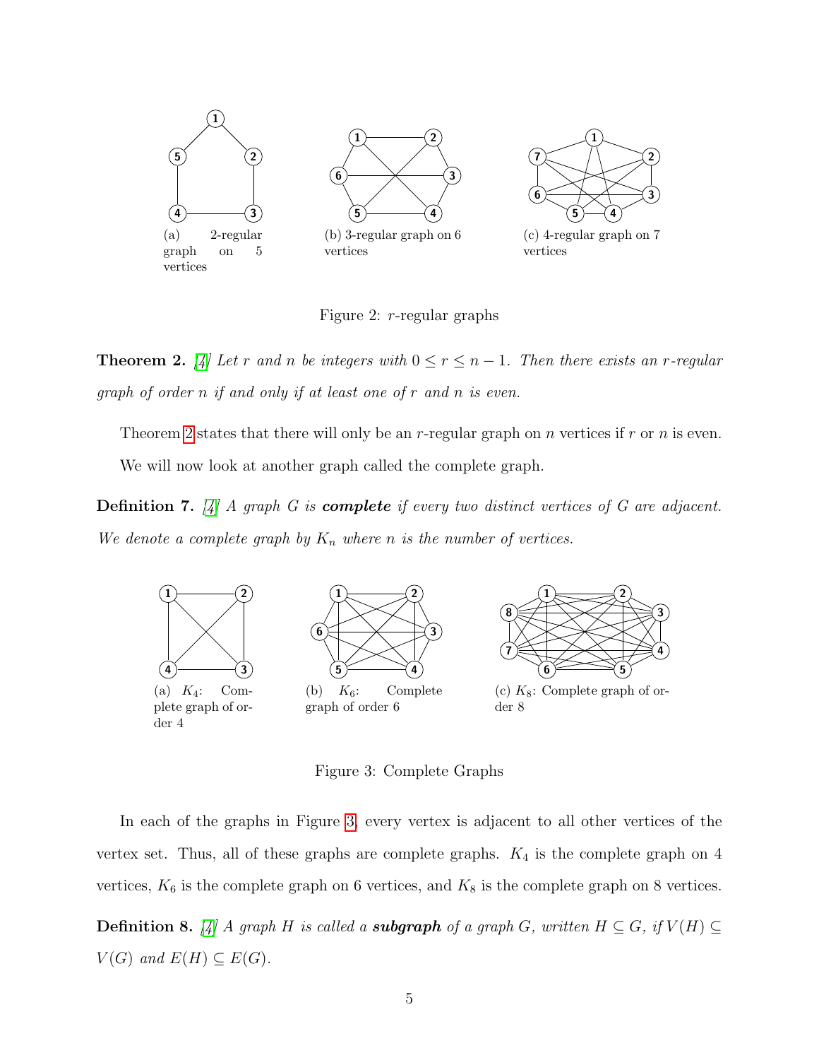(a) 2-regular graph on 5 vertices

(b) 3-regular graph on 6 vertices

(c) 4-regular graph on 7 vertices

Figure 2: $r$-regular graphs

**Theorem 2.** [4] *Let $r$ and $n$ be integers with $0 \leq r \leq n-1$. Then there exists an $r$-regular graph of order $n$ if and only if at least one of $r$ and $n$ is even.*

Theorem 2 states that there will only be an $r$-regular graph on $n$ vertices if $r$ or $n$ is even.

We will now look at another graph called the complete graph.

**Definition 7.** [4] *A graph $G$ is **complete** if every two distinct vertices of $G$ are adjacent. We denote a complete graph by $K_n$ where $n$ is the number of vertices.*

(a) $K_4$: Complete graph of order 4

(b) $K_6$: Complete graph of order 6

(c) $K_8$: Complete graph of order 8

Figure 3: Complete Graphs

In each of the graphs in Figure 3, every vertex is adjacent to all other vertices of the vertex set. Thus, all of these graphs are complete graphs. $K_4$ is the complete graph on 4 vertices, $K_6$ is the complete graph on 6 vertices, and $K_8$ is the complete graph on 8 vertices.

**Definition 8.** [4] *A graph $H$ is called a **subgraph** of a graph $G$, written $H \subseteq G$, if $V(H) \subseteq V(G)$ and $E(H) \subseteq E(G)$.*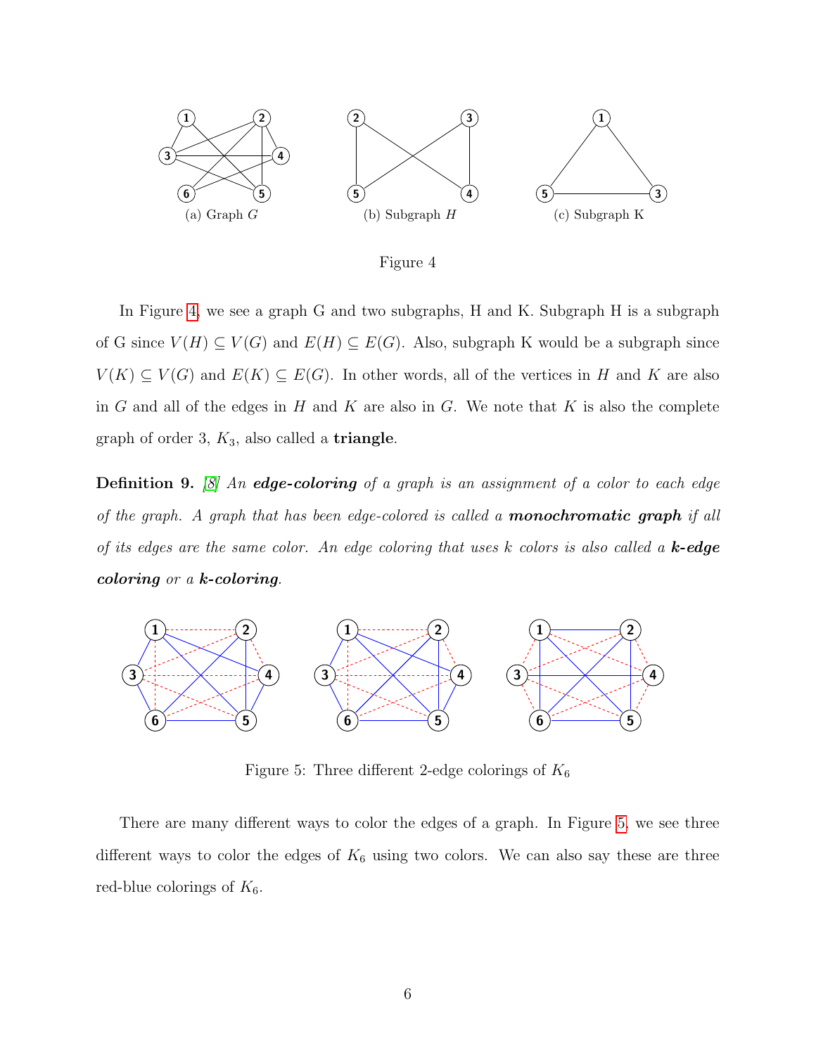(a) Graph $G$ (b) Subgraph $H$ (c) Subgraph K

Figure 4

In Figure 4, we see a graph G and two subgraphs, H and K. Subgraph H is a subgraph of G since $V(H) \subseteq V(G)$ and $E(H) \subseteq E(G)$. Also, subgraph K would be a subgraph since $V(K) \subseteq V(G)$ and $E(K) \subseteq E(G)$. In other words, all of the vertices in $H$ and $K$ are also in $G$ and all of the edges in $H$ and $K$ are also in $G$. We note that $K$ is also the complete graph of order 3, $K_3$, also called a **triangle**.

**Definition 9.** *[8] An* ***edge-coloring*** *of a graph is an assignment of a color to each edge of the graph. A graph that has been edge-colored is called a* ***monochromatic graph*** *if all of its edges are the same color. An edge coloring that uses k colors is also called a* ***k-edge coloring*** *or a* ***k-coloring****.*

Figure 5: Three different 2-edge colorings of $K_6$

There are many different ways to color the edges of a graph. In Figure 5, we see three different ways to color the edges of $K_6$ using two colors. We can also say these are three red-blue colorings of $K_6$.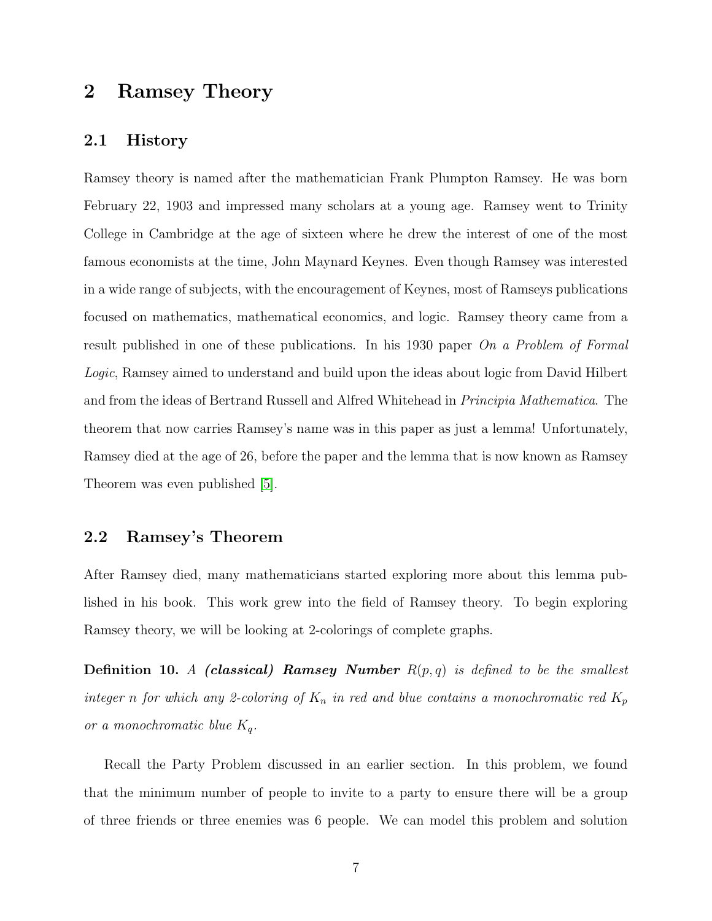# 2 Ramsey Theory

## 2.1 History

Ramsey theory is named after the mathematician Frank Plumpton Ramsey. He was born February 22, 1903 and impressed many scholars at a young age. Ramsey went to Trinity College in Cambridge at the age of sixteen where he drew the interest of one of the most famous economists at the time, John Maynard Keynes. Even though Ramsey was interested in a wide range of subjects, with the encouragement of Keynes, most of Ramseys publications focused on mathematics, mathematical economics, and logic. Ramsey theory came from a result published in one of these publications. In his 1930 paper *On a Problem of Formal Logic*, Ramsey aimed to understand and build upon the ideas about logic from David Hilbert and from the ideas of Bertrand Russell and Alfred Whitehead in *Principia Mathematica*. The theorem that now carries Ramsey's name was in this paper as just a lemma! Unfortunately, Ramsey died at the age of 26, before the paper and the lemma that is now known as Ramsey Theorem was even published [5].

## 2.2 Ramsey's Theorem

After Ramsey died, many mathematicians started exploring more about this lemma published in his book. This work grew into the field of Ramsey theory. To begin exploring Ramsey theory, we will be looking at 2-colorings of complete graphs.

**Definition 10.** *A* ***(classical) Ramsey Number*** $R(p, q)$ *is defined to be the smallest integer* $n$ *for which any 2-coloring of* $K_n$ *in red and blue contains a monochromatic red* $K_p$ *or a monochromatic blue* $K_q$*.*

Recall the Party Problem discussed in an earlier section. In this problem, we found that the minimum number of people to invite to a party to ensure there will be a group of three friends or three enemies was 6 people. We can model this problem and solution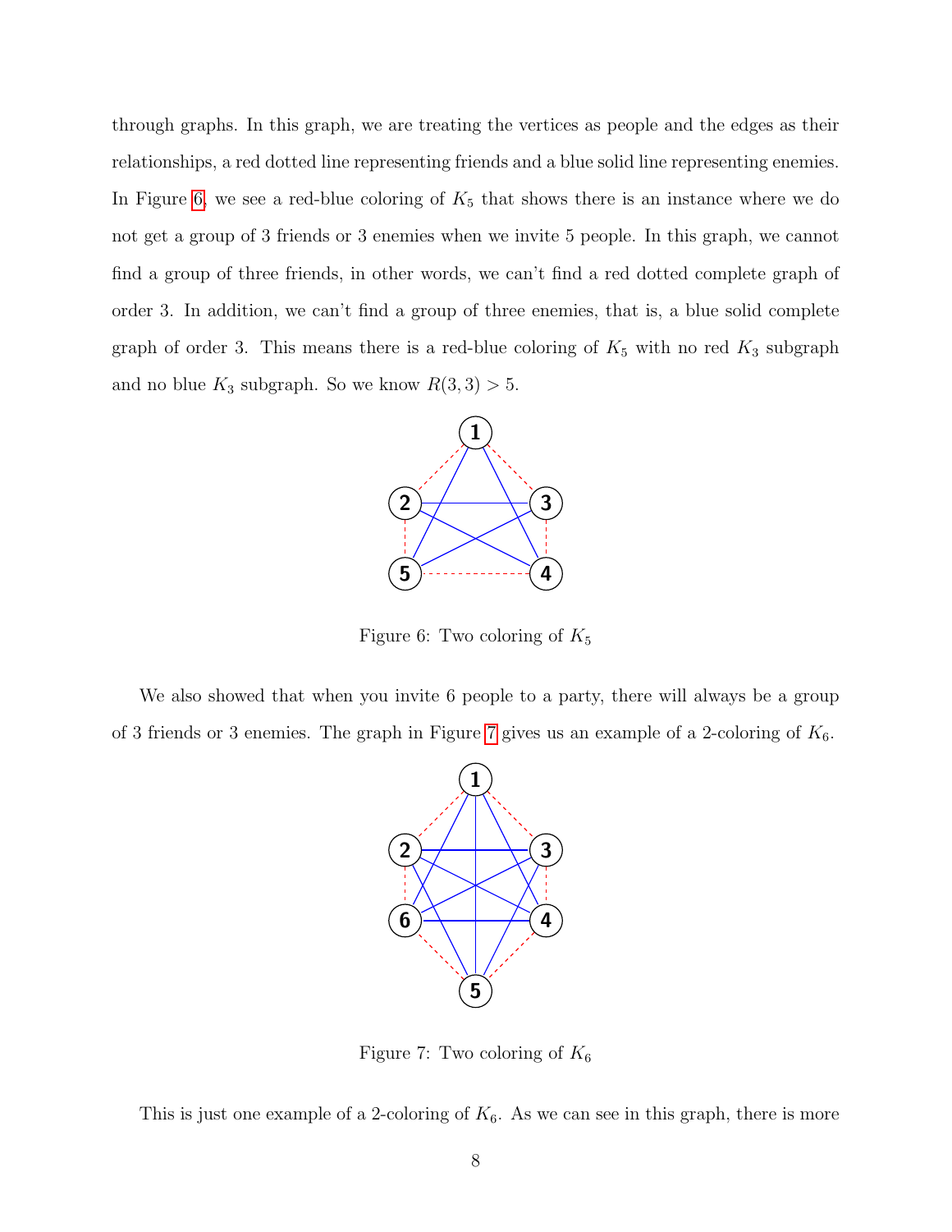through graphs. In this graph, we are treating the vertices as people and the edges as their relationships, a red dotted line representing friends and a blue solid line representing enemies. In Figure 6, we see a red-blue coloring of $K_5$ that shows there is an instance where we do not get a group of 3 friends or 3 enemies when we invite 5 people. In this graph, we cannot find a group of three friends, in other words, we can't find a red dotted complete graph of order 3. In addition, we can't find a group of three enemies, that is, a blue solid complete graph of order 3. This means there is a red-blue coloring of $K_5$ with no red $K_3$ subgraph and no blue $K_3$ subgraph. So we know $R(3,3) > 5$.

Figure 6: Two coloring of $K_5$

We also showed that when you invite 6 people to a party, there will always be a group of 3 friends or 3 enemies. The graph in Figure 7 gives us an example of a 2-coloring of $K_6$.

Figure 7: Two coloring of $K_6$

This is just one example of a 2-coloring of $K_6$. As we can see in this graph, there is more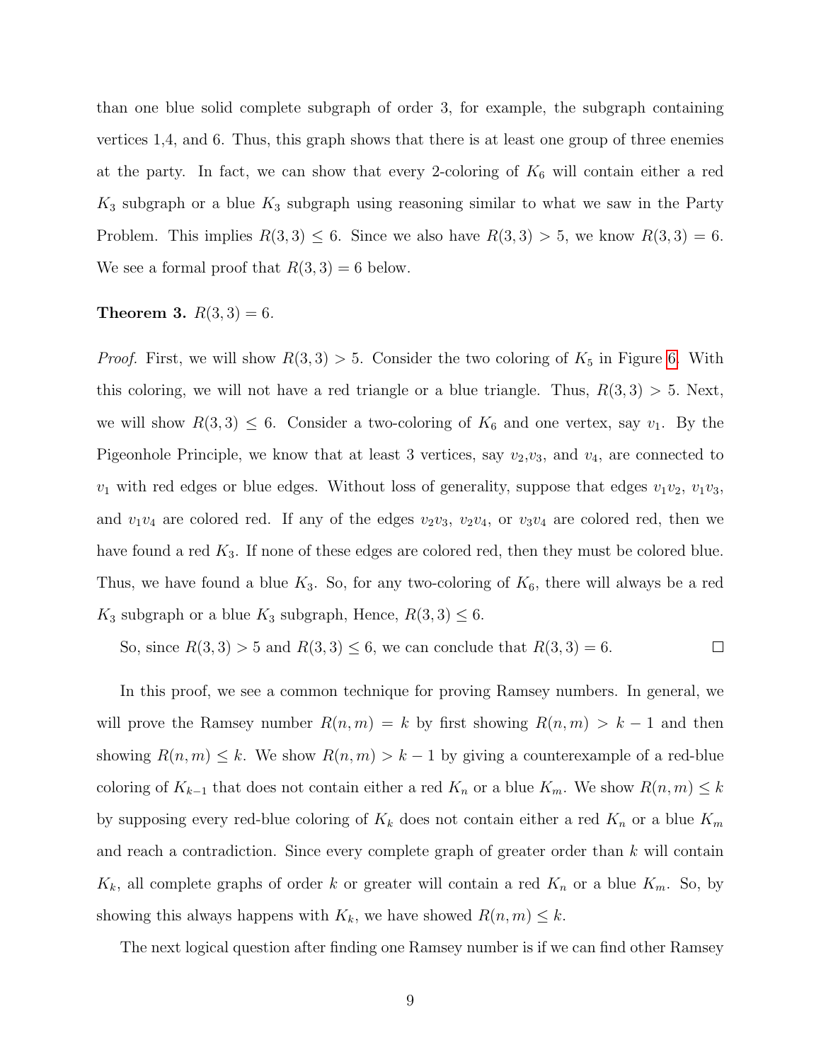than one blue solid complete subgraph of order 3, for example, the subgraph containing vertices 1,4, and 6. Thus, this graph shows that there is at least one group of three enemies at the party. In fact, we can show that every 2-coloring of $K_6$ will contain either a red $K_3$ subgraph or a blue $K_3$ subgraph using reasoning similar to what we saw in the Party Problem. This implies $R(3,3) \leq 6$. Since we also have $R(3,3) > 5$, we know $R(3,3) = 6$. We see a formal proof that $R(3,3) = 6$ below.

**Theorem 3.** *$R(3,3) = 6$.*

*Proof.* First, we will show $R(3,3) > 5$. Consider the two coloring of $K_5$ in Figure 6. With this coloring, we will not have a red triangle or a blue triangle. Thus, $R(3,3) > 5$. Next, we will show $R(3,3) \leq 6$. Consider a two-coloring of $K_6$ and one vertex, say $v_1$. By the Pigeonhole Principle, we know that at least 3 vertices, say $v_2$,$v_3$, and $v_4$, are connected to $v_1$ with red edges or blue edges. Without loss of generality, suppose that edges $v_1v_2$, $v_1v_3$, and $v_1v_4$ are colored red. If any of the edges $v_2v_3$, $v_2v_4$, or $v_3v_4$ are colored red, then we have found a red $K_3$. If none of these edges are colored red, then they must be colored blue. Thus, we have found a blue $K_3$. So, for any two-coloring of $K_6$, there will always be a red $K_3$ subgraph or a blue $K_3$ subgraph, Hence, $R(3,3) \leq 6$.

So, since $R(3,3) > 5$ and $R(3,3) \leq 6$, we can conclude that $R(3,3) = 6$. □

In this proof, we see a common technique for proving Ramsey numbers. In general, we will prove the Ramsey number $R(n,m) = k$ by first showing $R(n,m) > k-1$ and then showing $R(n,m) \leq k$. We show $R(n,m) > k-1$ by giving a counterexample of a red-blue coloring of $K_{k-1}$ that does not contain either a red $K_n$ or a blue $K_m$. We show $R(n,m) \leq k$ by supposing every red-blue coloring of $K_k$ does not contain either a red $K_n$ or a blue $K_m$ and reach a contradiction. Since every complete graph of greater order than $k$ will contain $K_k$, all complete graphs of order $k$ or greater will contain a red $K_n$ or a blue $K_m$. So, by showing this always happens with $K_k$, we have showed $R(n,m) \leq k$.

The next logical question after finding one Ramsey number is if we can find other Ramsey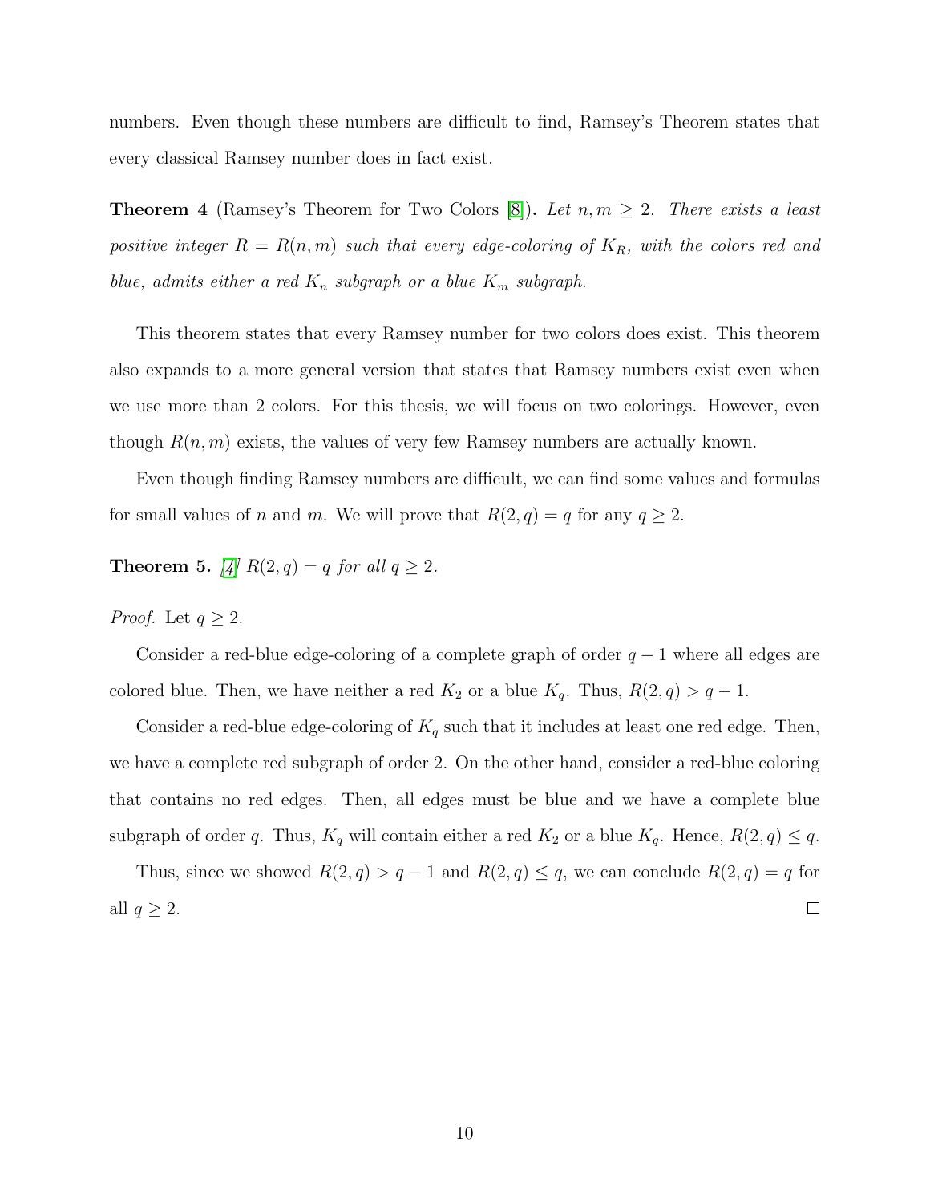numbers. Even though these numbers are difficult to find, Ramsey's Theorem states that every classical Ramsey number does in fact exist.

**Theorem 4** (Ramsey's Theorem for Two Colors [8])**.** *Let $n, m \geq 2$. There exists a least positive integer $R = R(n, m)$ such that every edge-coloring of $K_R$, with the colors red and blue, admits either a red $K_n$ subgraph or a blue $K_m$ subgraph.*

This theorem states that every Ramsey number for two colors does exist. This theorem also expands to a more general version that states that Ramsey numbers exist even when we use more than 2 colors. For this thesis, we will focus on two colorings. However, even though $R(n, m)$ exists, the values of very few Ramsey numbers are actually known.

Even though finding Ramsey numbers are difficult, we can find some values and formulas for small values of $n$ and $m$. We will prove that $R(2, q) = q$ for any $q \geq 2$.

**Theorem 5.** *[4] $R(2, q) = q$ for all $q \geq 2$.*

*Proof.* Let $q \geq 2$.

Consider a red-blue edge-coloring of a complete graph of order $q - 1$ where all edges are colored blue. Then, we have neither a red $K_2$ or a blue $K_q$. Thus, $R(2, q) > q - 1$.

Consider a red-blue edge-coloring of $K_q$ such that it includes at least one red edge. Then, we have a complete red subgraph of order 2. On the other hand, consider a red-blue coloring that contains no red edges. Then, all edges must be blue and we have a complete blue subgraph of order $q$. Thus, $K_q$ will contain either a red $K_2$ or a blue $K_q$. Hence, $R(2, q) \leq q$.

Thus, since we showed $R(2, q) > q - 1$ and $R(2, q) \leq q$, we can conclude $R(2, q) = q$ for all $q \geq 2$. □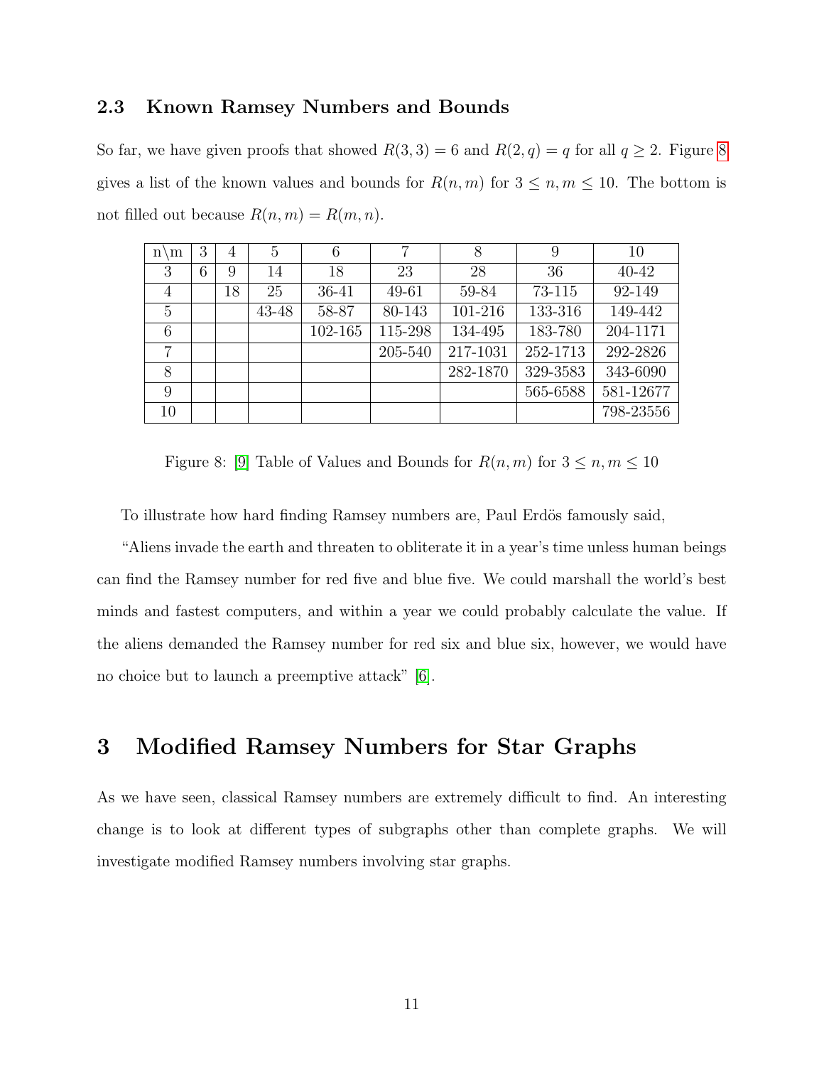### 2.3 Known Ramsey Numbers and Bounds

So far, we have given proofs that showed $R(3,3) = 6$ and $R(2,q) = q$ for all $q \geq 2$. Figure 8 gives a list of the known values and bounds for $R(n,m)$ for $3 \leq n, m \leq 10$. The bottom is not filled out because $R(n,m) = R(m,n)$.

| n\m | 3 | 4 | 5 | 6 | 7 | 8 | 9 | 10 |
|---|---|---|---|---|---|---|---|---|
| 3 | 6 | 9 | 14 | 18 | 23 | 28 | 36 | 40-42 |
| 4 | | 18 | 25 | 36-41 | 49-61 | 59-84 | 73-115 | 92-149 |
| 5 | | | 43-48 | 58-87 | 80-143 | 101-216 | 133-316 | 149-442 |
| 6 | | | | 102-165 | 115-298 | 134-495 | 183-780 | 204-1171 |
| 7 | | | | | 205-540 | 217-1031 | 252-1713 | 292-2826 |
| 8 | | | | | | 282-1870 | 329-3583 | 343-6090 |
| 9 | | | | | | | 565-6588 | 581-12677 |
| 10 | | | | | | | | 798-23556 |

Figure 8: [9] Table of Values and Bounds for $R(n,m)$ for $3 \leq n, m \leq 10$

To illustrate how hard finding Ramsey numbers are, Paul Erdös famously said,

"Aliens invade the earth and threaten to obliterate it in a year's time unless human beings can find the Ramsey number for red five and blue five. We could marshall the world's best minds and fastest computers, and within a year we could probably calculate the value. If the aliens demanded the Ramsey number for red six and blue six, however, we would have no choice but to launch a preemptive attack" [6].

# 3 Modified Ramsey Numbers for Star Graphs

As we have seen, classical Ramsey numbers are extremely difficult to find. An interesting change is to look at different types of subgraphs other than complete graphs. We will investigate modified Ramsey numbers involving star graphs.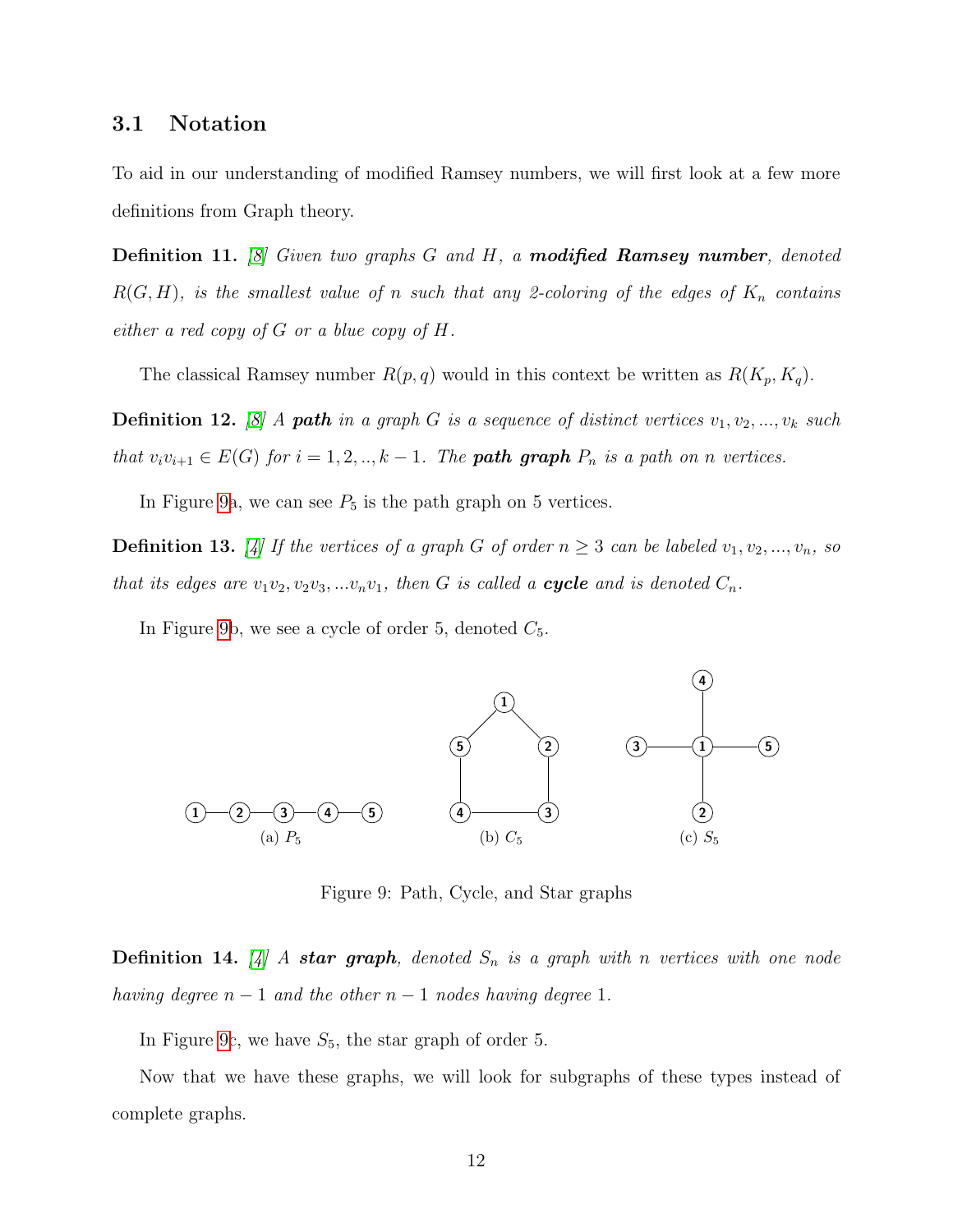### 3.1 Notation

To aid in our understanding of modified Ramsey numbers, we will first look at a few more definitions from Graph theory.

**Definition 11.** [8] *Given two graphs $G$ and $H$, a* ***modified Ramsey number****, denoted $R(G, H)$, is the smallest value of $n$ such that any 2-coloring of the edges of $K_n$ contains either a red copy of $G$ or a blue copy of $H$.*

The classical Ramsey number $R(p, q)$ would in this context be written as $R(K_p, K_q)$.

**Definition 12.** [8] *A* ***path*** *in a graph $G$ is a sequence of distinct vertices $v_1, v_2, ..., v_k$ such that $v_i v_{i+1} \in E(G)$ for $i = 1, 2, .., k-1$. The* ***path graph*** *$P_n$ is a path on $n$ vertices.*

In Figure 9a, we can see $P_5$ is the path graph on 5 vertices.

**Definition 13.** [4] *If the vertices of a graph $G$ of order $n \geq 3$ can be labeled $v_1, v_2, ..., v_n$, so that its edges are $v_1v_2, v_2v_3, ...v_nv_1$, then $G$ is called a* ***cycle*** *and is denoted $C_n$.*

In Figure 9b, we see a cycle of order 5, denoted $C_5$.

(a) $P_5$ (b) $C_5$ (c) $S_5$

Figure 9: Path, Cycle, and Star graphs

**Definition 14.** [4] *A* ***star graph****, denoted $S_n$ is a graph with $n$ vertices with one node having degree $n - 1$ and the other $n - 1$ nodes having degree 1.*

In Figure 9c, we have $S_5$, the star graph of order 5.

Now that we have these graphs, we will look for subgraphs of these types instead of complete graphs.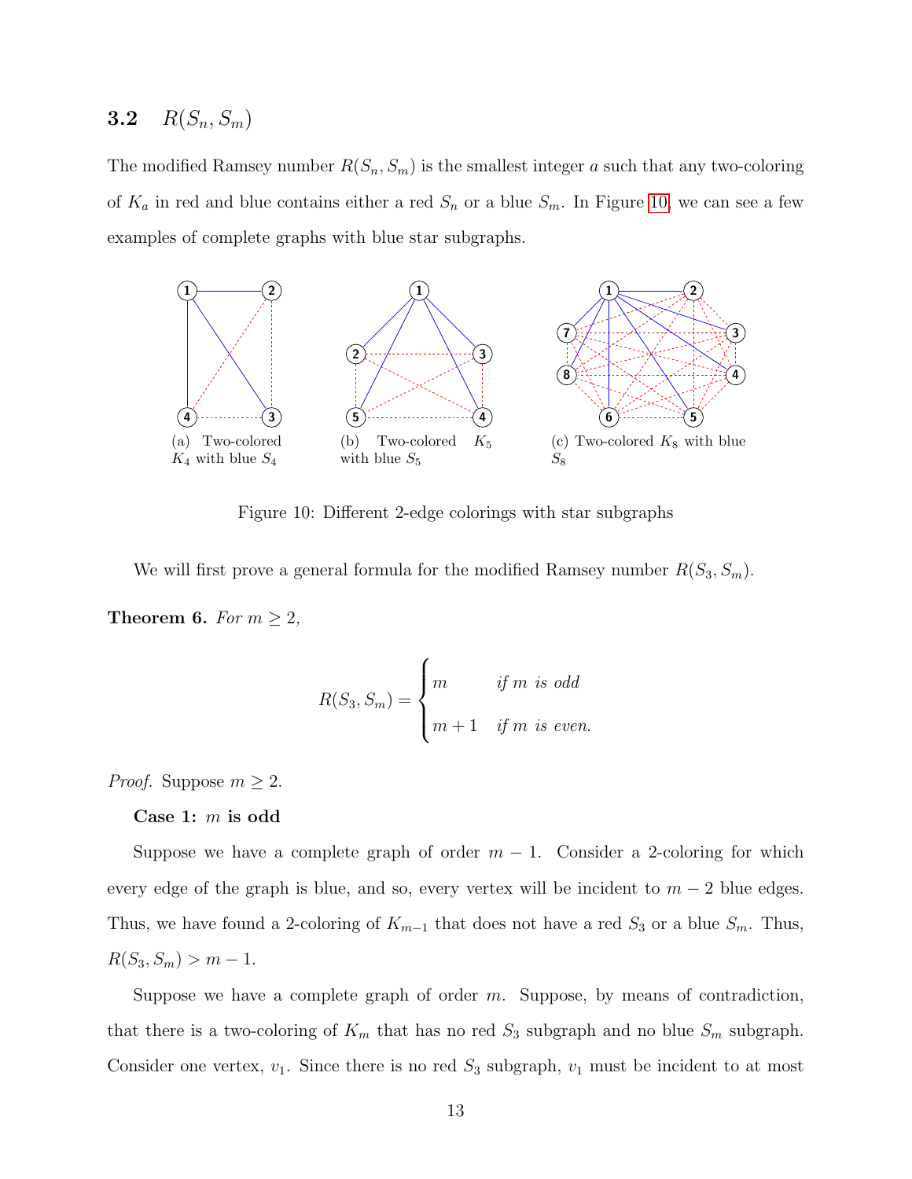### 3.2 $R(S_n, S_m)$

The modified Ramsey number $R(S_n, S_m)$ is the smallest integer $a$ such that any two-coloring of $K_a$ in red and blue contains either a red $S_n$ or a blue $S_m$. In Figure 10, we can see a few examples of complete graphs with blue star subgraphs.

(a) Two-colored $K_4$ with blue $S_4$

(b) Two-colored $K_5$ with blue $S_5$

(c) Two-colored $K_8$ with blue $S_8$

Figure 10: Different 2-edge colorings with star subgraphs

We will first prove a general formula for the modified Ramsey number $R(S_3, S_m)$.

**Theorem 6.** *For $m \geq 2$,*

$$R(S_3, S_m) = \begin{cases} m & \text{if } m \text{ is odd} \\ m+1 & \text{if } m \text{ is even.} \end{cases}$$

*Proof.* Suppose $m \geq 2$.

**Case 1: $m$ is odd**

Suppose we have a complete graph of order $m-1$. Consider a 2-coloring for which every edge of the graph is blue, and so, every vertex will be incident to $m-2$ blue edges. Thus, we have found a 2-coloring of $K_{m-1}$ that does not have a red $S_3$ or a blue $S_m$. Thus, $R(S_3, S_m) > m-1$.

Suppose we have a complete graph of order $m$. Suppose, by means of contradiction, that there is a two-coloring of $K_m$ that has no red $S_3$ subgraph and no blue $S_m$ subgraph. Consider one vertex, $v_1$. Since there is no red $S_3$ subgraph, $v_1$ must be incident to at most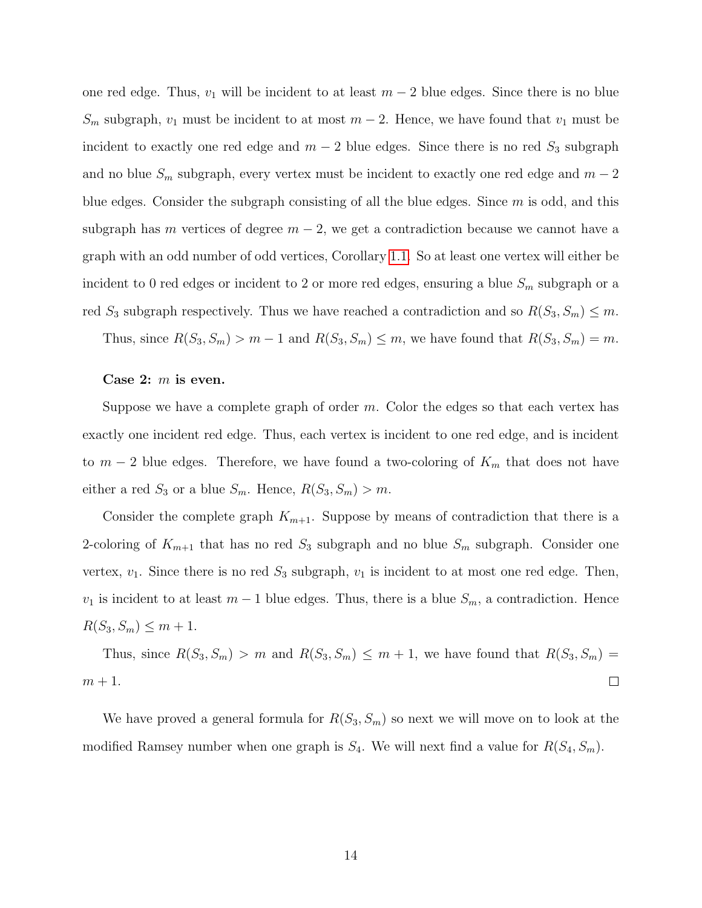one red edge. Thus, $v_1$ will be incident to at least $m-2$ blue edges. Since there is no blue $S_m$ subgraph, $v_1$ must be incident to at most $m-2$. Hence, we have found that $v_1$ must be incident to exactly one red edge and $m-2$ blue edges. Since there is no red $S_3$ subgraph and no blue $S_m$ subgraph, every vertex must be incident to exactly one red edge and $m-2$ blue edges. Consider the subgraph consisting of all the blue edges. Since $m$ is odd, and this subgraph has $m$ vertices of degree $m-2$, we get a contradiction because we cannot have a graph with an odd number of odd vertices, Corollary 1.1. So at least one vertex will either be incident to 0 red edges or incident to 2 or more red edges, ensuring a blue $S_m$ subgraph or a red $S_3$ subgraph respectively. Thus we have reached a contradiction and so $R(S_3, S_m) \leq m$.

Thus, since $R(S_3, S_m) > m-1$ and $R(S_3, S_m) \leq m$, we have found that $R(S_3, S_m) = m$.

**Case 2: $m$ is even.**

Suppose we have a complete graph of order $m$. Color the edges so that each vertex has exactly one incident red edge. Thus, each vertex is incident to one red edge, and is incident to $m-2$ blue edges. Therefore, we have found a two-coloring of $K_m$ that does not have either a red $S_3$ or a blue $S_m$. Hence, $R(S_3, S_m) > m$.

Consider the complete graph $K_{m+1}$. Suppose by means of contradiction that there is a 2-coloring of $K_{m+1}$ that has no red $S_3$ subgraph and no blue $S_m$ subgraph. Consider one vertex, $v_1$. Since there is no red $S_3$ subgraph, $v_1$ is incident to at most one red edge. Then, $v_1$ is incident to at least $m-1$ blue edges. Thus, there is a blue $S_m$, a contradiction. Hence $R(S_3, S_m) \leq m+1$.

Thus, since $R(S_3, S_m) > m$ and $R(S_3, S_m) \leq m+1$, we have found that $R(S_3, S_m) = m+1$. □

We have proved a general formula for $R(S_3, S_m)$ so next we will move on to look at the modified Ramsey number when one graph is $S_4$. We will next find a value for $R(S_4, S_m)$.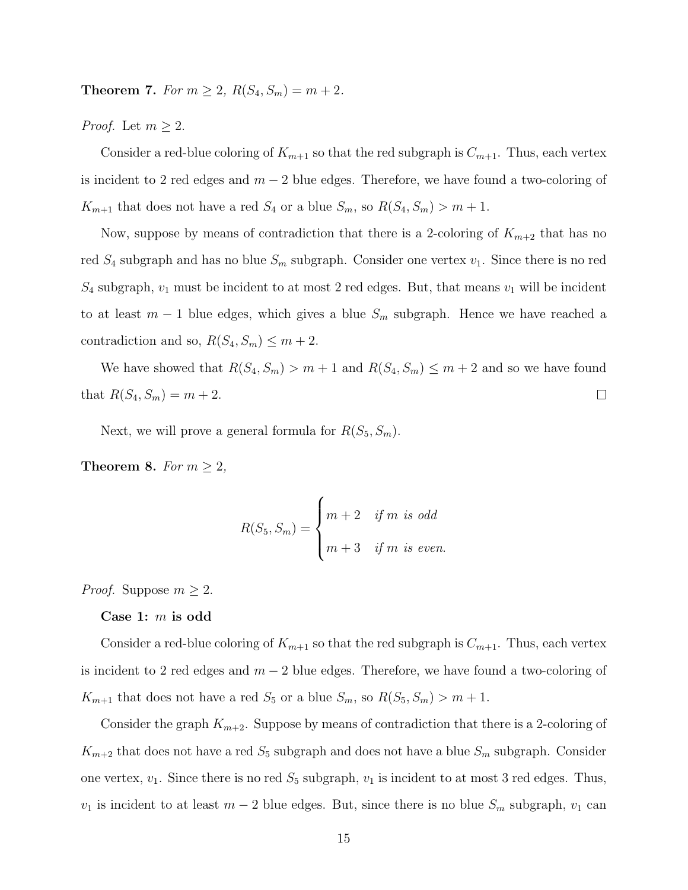**Theorem 7.** *For $m \geq 2$, $R(S_4, S_m) = m + 2$.*

*Proof.* Let $m \geq 2$.

Consider a red-blue coloring of $K_{m+1}$ so that the red subgraph is $C_{m+1}$. Thus, each vertex is incident to 2 red edges and $m - 2$ blue edges. Therefore, we have found a two-coloring of $K_{m+1}$ that does not have a red $S_4$ or a blue $S_m$, so $R(S_4, S_m) > m + 1$.

Now, suppose by means of contradiction that there is a 2-coloring of $K_{m+2}$ that has no red $S_4$ subgraph and has no blue $S_m$ subgraph. Consider one vertex $v_1$. Since there is no red $S_4$ subgraph, $v_1$ must be incident to at most 2 red edges. But, that means $v_1$ will be incident to at least $m - 1$ blue edges, which gives a blue $S_m$ subgraph. Hence we have reached a contradiction and so, $R(S_4, S_m) \leq m + 2$.

We have showed that $R(S_4, S_m) > m + 1$ and $R(S_4, S_m) \leq m + 2$ and so we have found that $R(S_4, S_m) = m + 2$. $\square$

Next, we will prove a general formula for $R(S_5, S_m)$.

**Theorem 8.** *For $m \geq 2$,*

$$R(S_5, S_m) = \begin{cases} m + 2 & \text{if } m \text{ is odd} \\ m + 3 & \text{if } m \text{ is even.} \end{cases}$$

*Proof.* Suppose $m \geq 2$.

**Case 1: $m$ is odd**

Consider a red-blue coloring of $K_{m+1}$ so that the red subgraph is $C_{m+1}$. Thus, each vertex is incident to 2 red edges and $m - 2$ blue edges. Therefore, we have found a two-coloring of $K_{m+1}$ that does not have a red $S_5$ or a blue $S_m$, so $R(S_5, S_m) > m + 1$.

Consider the graph $K_{m+2}$. Suppose by means of contradiction that there is a 2-coloring of $K_{m+2}$ that does not have a red $S_5$ subgraph and does not have a blue $S_m$ subgraph. Consider one vertex, $v_1$. Since there is no red $S_5$ subgraph, $v_1$ is incident to at most 3 red edges. Thus, $v_1$ is incident to at least $m - 2$ blue edges. But, since there is no blue $S_m$ subgraph, $v_1$ can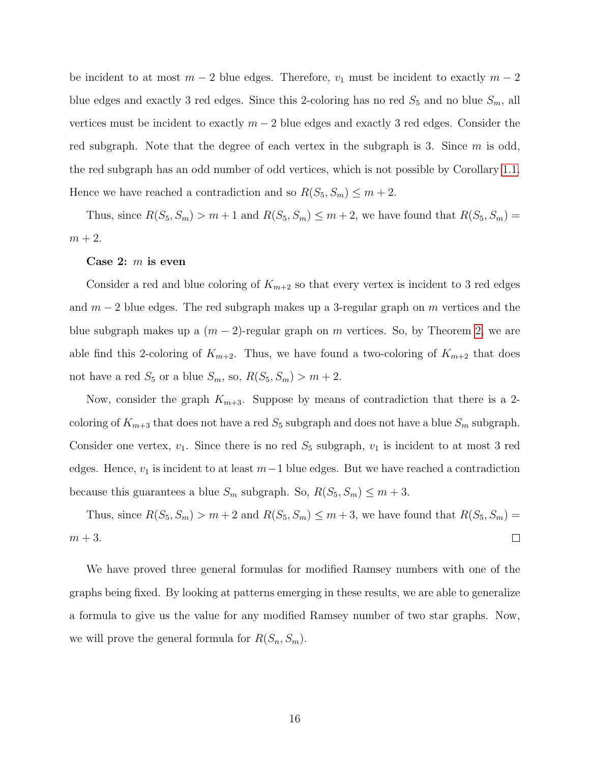be incident to at most $m-2$ blue edges. Therefore, $v_1$ must be incident to exactly $m-2$ blue edges and exactly 3 red edges. Since this 2-coloring has no red $S_5$ and no blue $S_m$, all vertices must be incident to exactly $m-2$ blue edges and exactly 3 red edges. Consider the red subgraph. Note that the degree of each vertex in the subgraph is 3. Since $m$ is odd, the red subgraph has an odd number of odd vertices, which is not possible by Corollary 1.1. Hence we have reached a contradiction and so $R(S_5, S_m) \leq m+2$.

Thus, since $R(S_5, S_m) > m+1$ and $R(S_5, S_m) \leq m+2$, we have found that $R(S_5, S_m) = m+2$.

**Case 2: $m$ is even**

Consider a red and blue coloring of $K_{m+2}$ so that every vertex is incident to 3 red edges and $m-2$ blue edges. The red subgraph makes up a 3-regular graph on $m$ vertices and the blue subgraph makes up a $(m-2)$-regular graph on $m$ vertices. So, by Theorem 2, we are able find this 2-coloring of $K_{m+2}$. Thus, we have found a two-coloring of $K_{m+2}$ that does not have a red $S_5$ or a blue $S_m$, so, $R(S_5, S_m) > m+2$.

Now, consider the graph $K_{m+3}$. Suppose by means of contradiction that there is a 2-coloring of $K_{m+3}$ that does not have a red $S_5$ subgraph and does not have a blue $S_m$ subgraph. Consider one vertex, $v_1$. Since there is no red $S_5$ subgraph, $v_1$ is incident to at most 3 red edges. Hence, $v_1$ is incident to at least $m-1$ blue edges. But we have reached a contradiction because this guarantees a blue $S_m$ subgraph. So, $R(S_5, S_m) \leq m+3$.

Thus, since $R(S_5, S_m) > m+2$ and $R(S_5, S_m) \leq m+3$, we have found that $R(S_5, S_m) = m+3$. □

We have proved three general formulas for modified Ramsey numbers with one of the graphs being fixed. By looking at patterns emerging in these results, we are able to generalize a formula to give us the value for any modified Ramsey number of two star graphs. Now, we will prove the general formula for $R(S_n, S_m)$.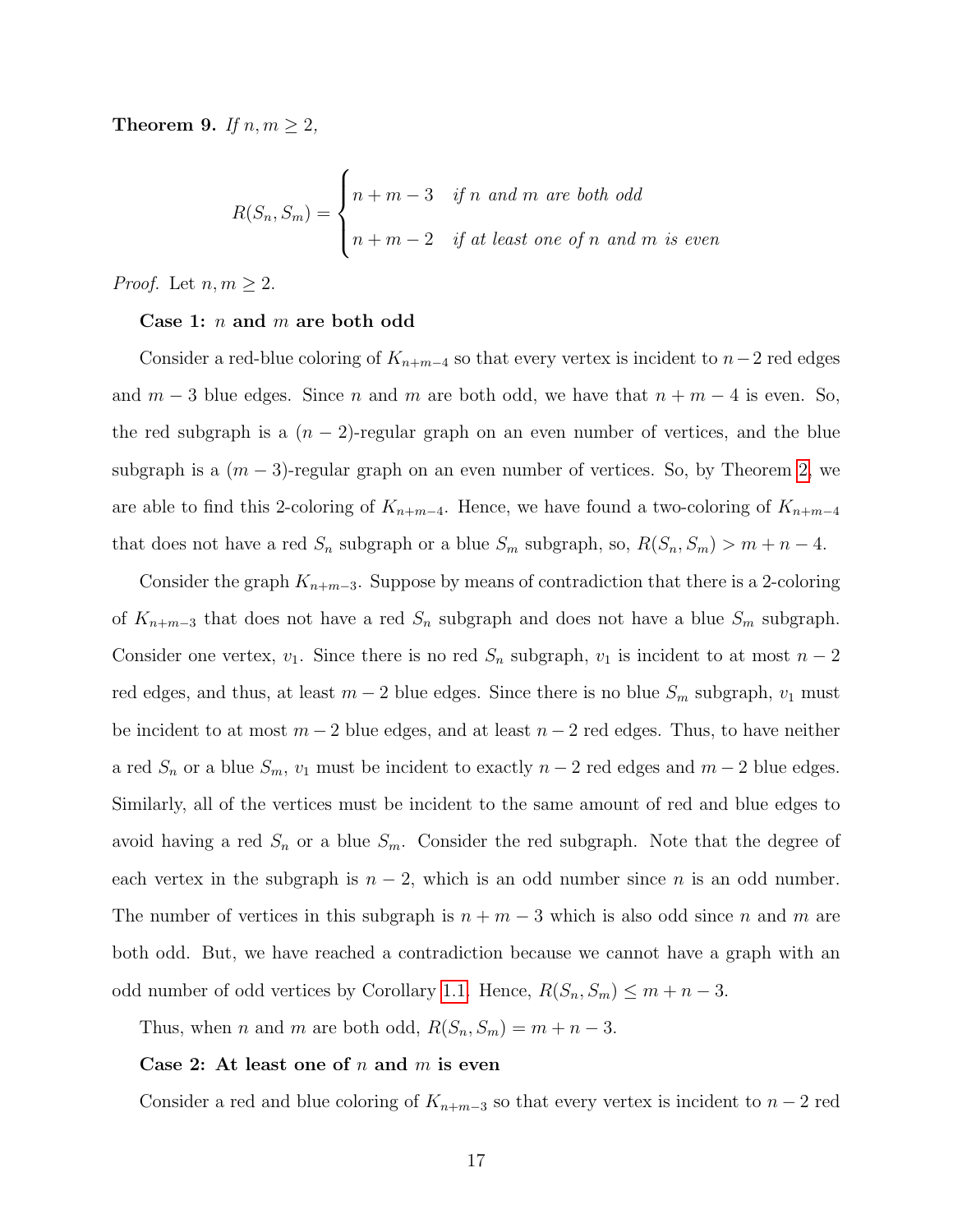**Theorem 9.** *If $n, m \geq 2$,*

$$R(S_n, S_m) = \begin{cases} n + m - 3 & \text{if } n \text{ and } m \text{ are both odd} \\ n + m - 2 & \text{if at least one of } n \text{ and } m \text{ is even} \end{cases}$$

*Proof.* Let $n, m \geq 2$.

**Case 1: $n$ and $m$ are both odd**

Consider a red-blue coloring of $K_{n+m-4}$ so that every vertex is incident to $n-2$ red edges and $m-3$ blue edges. Since $n$ and $m$ are both odd, we have that $n+m-4$ is even. So, the red subgraph is a $(n-2)$-regular graph on an even number of vertices, and the blue subgraph is a $(m-3)$-regular graph on an even number of vertices. So, by Theorem 2, we are able to find this 2-coloring of $K_{n+m-4}$. Hence, we have found a two-coloring of $K_{n+m-4}$ that does not have a red $S_n$ subgraph or a blue $S_m$ subgraph, so, $R(S_n, S_m) > m + n - 4$.

Consider the graph $K_{n+m-3}$. Suppose by means of contradiction that there is a 2-coloring of $K_{n+m-3}$ that does not have a red $S_n$ subgraph and does not have a blue $S_m$ subgraph. Consider one vertex, $v_1$. Since there is no red $S_n$ subgraph, $v_1$ is incident to at most $n-2$ red edges, and thus, at least $m-2$ blue edges. Since there is no blue $S_m$ subgraph, $v_1$ must be incident to at most $m-2$ blue edges, and at least $n-2$ red edges. Thus, to have neither a red $S_n$ or a blue $S_m$, $v_1$ must be incident to exactly $n-2$ red edges and $m-2$ blue edges. Similarly, all of the vertices must be incident to the same amount of red and blue edges to avoid having a red $S_n$ or a blue $S_m$. Consider the red subgraph. Note that the degree of each vertex in the subgraph is $n-2$, which is an odd number since $n$ is an odd number. The number of vertices in this subgraph is $n+m-3$ which is also odd since $n$ and $m$ are both odd. But, we have reached a contradiction because we cannot have a graph with an odd number of odd vertices by Corollary 1.1. Hence, $R(S_n, S_m) \leq m + n - 3$.

Thus, when $n$ and $m$ are both odd, $R(S_n, S_m) = m + n - 3$.

**Case 2: At least one of $n$ and $m$ is even**

Consider a red and blue coloring of $K_{n+m-3}$ so that every vertex is incident to $n-2$ red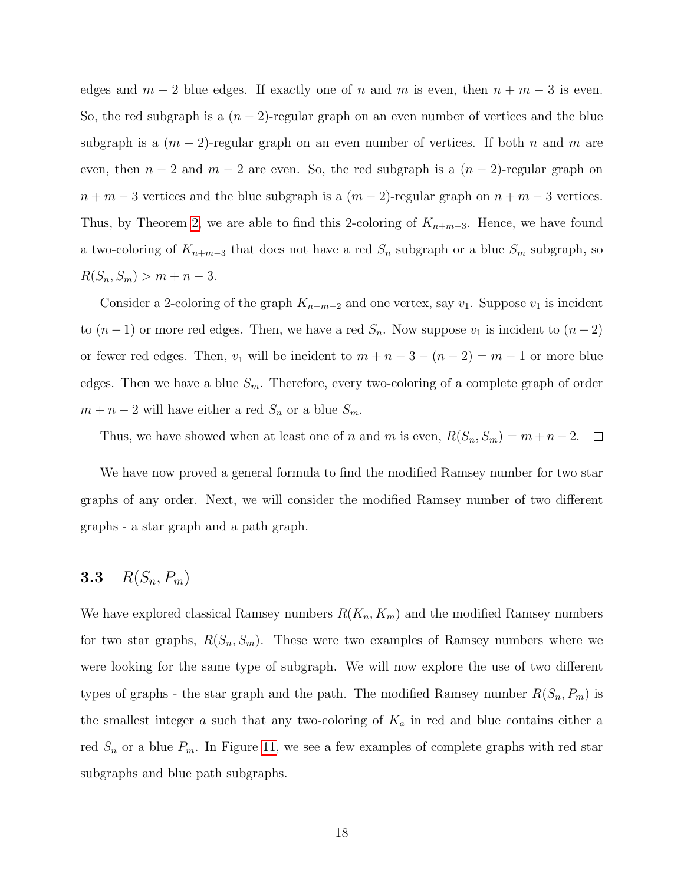edges and $m-2$ blue edges. If exactly one of $n$ and $m$ is even, then $n+m-3$ is even. So, the red subgraph is a $(n-2)$-regular graph on an even number of vertices and the blue subgraph is a $(m-2)$-regular graph on an even number of vertices. If both $n$ and $m$ are even, then $n-2$ and $m-2$ are even. So, the red subgraph is a $(n-2)$-regular graph on $n+m-3$ vertices and the blue subgraph is a $(m-2)$-regular graph on $n+m-3$ vertices. Thus, by Theorem 2, we are able to find this 2-coloring of $K_{n+m-3}$. Hence, we have found a two-coloring of $K_{n+m-3}$ that does not have a red $S_n$ subgraph or a blue $S_m$ subgraph, so $R(S_n, S_m) > m+n-3$.

Consider a 2-coloring of the graph $K_{n+m-2}$ and one vertex, say $v_1$. Suppose $v_1$ is incident to $(n-1)$ or more red edges. Then, we have a red $S_n$. Now suppose $v_1$ is incident to $(n-2)$ or fewer red edges. Then, $v_1$ will be incident to $m+n-3-(n-2) = m-1$ or more blue edges. Then we have a blue $S_m$. Therefore, every two-coloring of a complete graph of order $m+n-2$ will have either a red $S_n$ or a blue $S_m$.

Thus, we have showed when at least one of $n$ and $m$ is even, $R(S_n, S_m) = m+n-2$. □

We have now proved a general formula to find the modified Ramsey number for two star graphs of any order. Next, we will consider the modified Ramsey number of two different graphs - a star graph and a path graph.

### 3.3 $R(S_n, P_m)$

We have explored classical Ramsey numbers $R(K_n, K_m)$ and the modified Ramsey numbers for two star graphs, $R(S_n, S_m)$. These were two examples of Ramsey numbers where we were looking for the same type of subgraph. We will now explore the use of two different types of graphs - the star graph and the path. The modified Ramsey number $R(S_n, P_m)$ is the smallest integer $a$ such that any two-coloring of $K_a$ in red and blue contains either a red $S_n$ or a blue $P_m$. In Figure 11, we see a few examples of complete graphs with red star subgraphs and blue path subgraphs.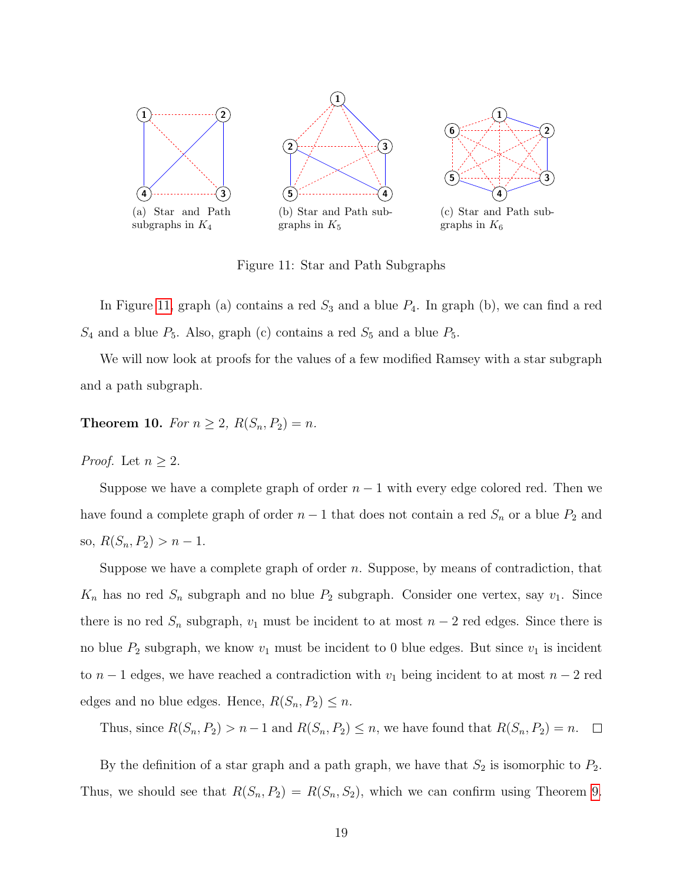(a) Star and Path subgraphs in $K_4$

(b) Star and Path subgraphs in $K_5$

(c) Star and Path subgraphs in $K_6$

Figure 11: Star and Path Subgraphs

In Figure 11, graph (a) contains a red $S_3$ and a blue $P_4$. In graph (b), we can find a red $S_4$ and a blue $P_5$. Also, graph (c) contains a red $S_5$ and a blue $P_5$.

We will now look at proofs for the values of a few modified Ramsey with a star subgraph and a path subgraph.

**Theorem 10.** *For $n \geq 2$, $R(S_n, P_2) = n$.*

*Proof.* Let $n \geq 2$.

Suppose we have a complete graph of order $n-1$ with every edge colored red. Then we have found a complete graph of order $n-1$ that does not contain a red $S_n$ or a blue $P_2$ and so, $R(S_n, P_2) > n-1$.

Suppose we have a complete graph of order $n$. Suppose, by means of contradiction, that $K_n$ has no red $S_n$ subgraph and no blue $P_2$ subgraph. Consider one vertex, say $v_1$. Since there is no red $S_n$ subgraph, $v_1$ must be incident to at most $n-2$ red edges. Since there is no blue $P_2$ subgraph, we know $v_1$ must be incident to 0 blue edges. But since $v_1$ is incident to $n-1$ edges, we have reached a contradiction with $v_1$ being incident to at most $n-2$ red edges and no blue edges. Hence, $R(S_n, P_2) \leq n$.

Thus, since $R(S_n, P_2) > n-1$ and $R(S_n, P_2) \leq n$, we have found that $R(S_n, P_2) = n$. □

By the definition of a star graph and a path graph, we have that $S_2$ is isomorphic to $P_2$. Thus, we should see that $R(S_n, P_2) = R(S_n, S_2)$, which we can confirm using Theorem 9.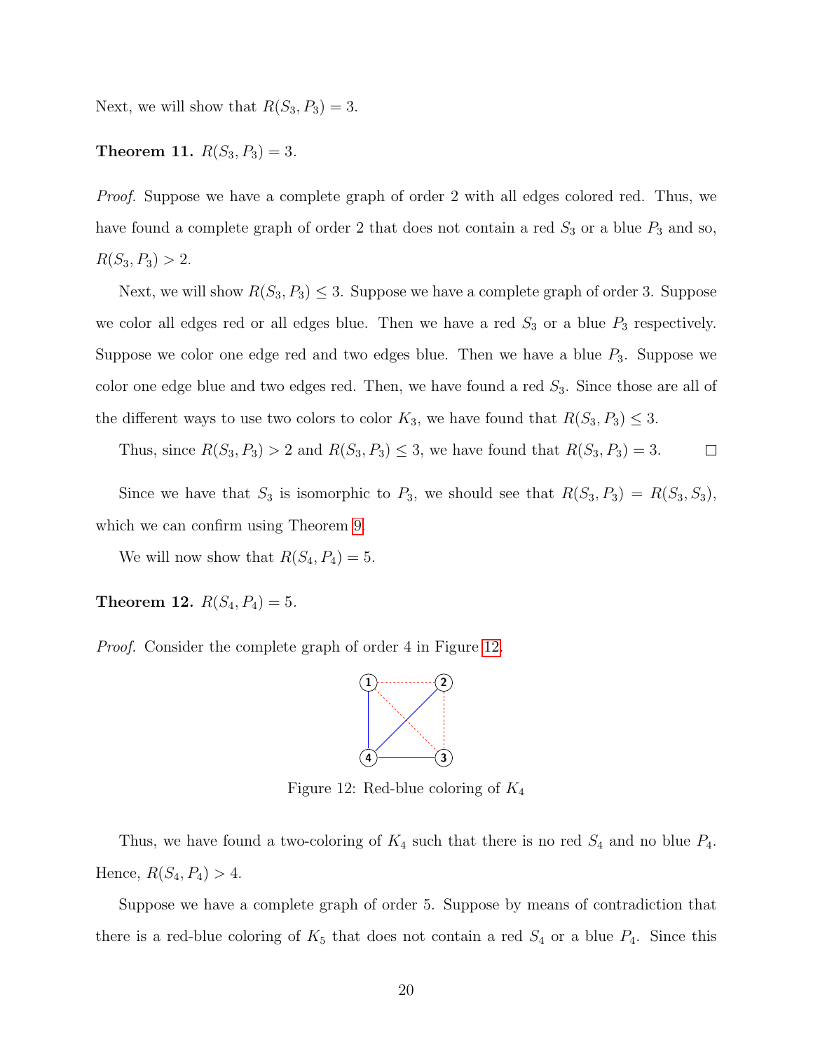Next, we will show that $R(S_3, P_3) = 3$.

**Theorem 11.** $R(S_3, P_3) = 3$.

*Proof.* Suppose we have a complete graph of order 2 with all edges colored red. Thus, we have found a complete graph of order 2 that does not contain a red $S_3$ or a blue $P_3$ and so, $R(S_3, P_3) > 2$.

Next, we will show $R(S_3, P_3) \leq 3$. Suppose we have a complete graph of order 3. Suppose we color all edges red or all edges blue. Then we have a red $S_3$ or a blue $P_3$ respectively. Suppose we color one edge red and two edges blue. Then we have a blue $P_3$. Suppose we color one edge blue and two edges red. Then, we have found a red $S_3$. Since those are all of the different ways to use two colors to color $K_3$, we have found that $R(S_3, P_3) \leq 3$.

Thus, since $R(S_3, P_3) > 2$ and $R(S_3, P_3) \leq 3$, we have found that $R(S_3, P_3) = 3$. □

Since we have that $S_3$ is isomorphic to $P_3$, we should see that $R(S_3, P_3) = R(S_3, S_3)$, which we can confirm using Theorem 9.

We will now show that $R(S_4, P_4) = 5$.

**Theorem 12.** $R(S_4, P_4) = 5$.

*Proof.* Consider the complete graph of order 4 in Figure 12.

Figure 12: Red-blue coloring of $K_4$

Thus, we have found a two-coloring of $K_4$ such that there is no red $S_4$ and no blue $P_4$. Hence, $R(S_4, P_4) > 4$.

Suppose we have a complete graph of order 5. Suppose by means of contradiction that there is a red-blue coloring of $K_5$ that does not contain a red $S_4$ or a blue $P_4$. Since this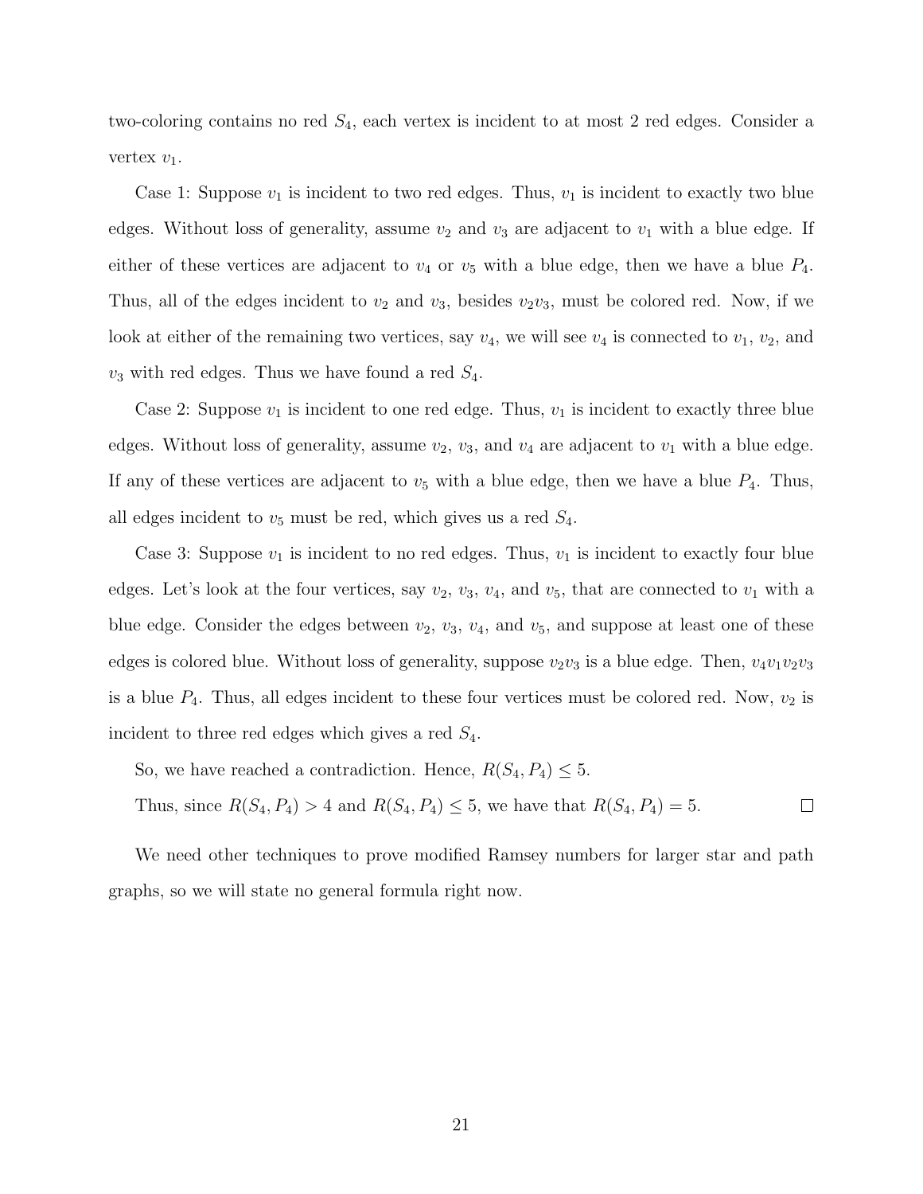two-coloring contains no red $S_4$, each vertex is incident to at most 2 red edges. Consider a vertex $v_1$.

Case 1: Suppose $v_1$ is incident to two red edges. Thus, $v_1$ is incident to exactly two blue edges. Without loss of generality, assume $v_2$ and $v_3$ are adjacent to $v_1$ with a blue edge. If either of these vertices are adjacent to $v_4$ or $v_5$ with a blue edge, then we have a blue $P_4$. Thus, all of the edges incident to $v_2$ and $v_3$, besides $v_2v_3$, must be colored red. Now, if we look at either of the remaining two vertices, say $v_4$, we will see $v_4$ is connected to $v_1$, $v_2$, and $v_3$ with red edges. Thus we have found a red $S_4$.

Case 2: Suppose $v_1$ is incident to one red edge. Thus, $v_1$ is incident to exactly three blue edges. Without loss of generality, assume $v_2$, $v_3$, and $v_4$ are adjacent to $v_1$ with a blue edge. If any of these vertices are adjacent to $v_5$ with a blue edge, then we have a blue $P_4$. Thus, all edges incident to $v_5$ must be red, which gives us a red $S_4$.

Case 3: Suppose $v_1$ is incident to no red edges. Thus, $v_1$ is incident to exactly four blue edges. Let's look at the four vertices, say $v_2$, $v_3$, $v_4$, and $v_5$, that are connected to $v_1$ with a blue edge. Consider the edges between $v_2$, $v_3$, $v_4$, and $v_5$, and suppose at least one of these edges is colored blue. Without loss of generality, suppose $v_2v_3$ is a blue edge. Then, $v_4v_1v_2v_3$ is a blue $P_4$. Thus, all edges incident to these four vertices must be colored red. Now, $v_2$ is incident to three red edges which gives a red $S_4$.

So, we have reached a contradiction. Hence, $R(S_4, P_4) \leq 5$.

Thus, since $R(S_4, P_4) > 4$ and $R(S_4, P_4) \leq 5$, we have that $R(S_4, P_4) = 5$. □

We need other techniques to prove modified Ramsey numbers for larger star and path graphs, so we will state no general formula right now.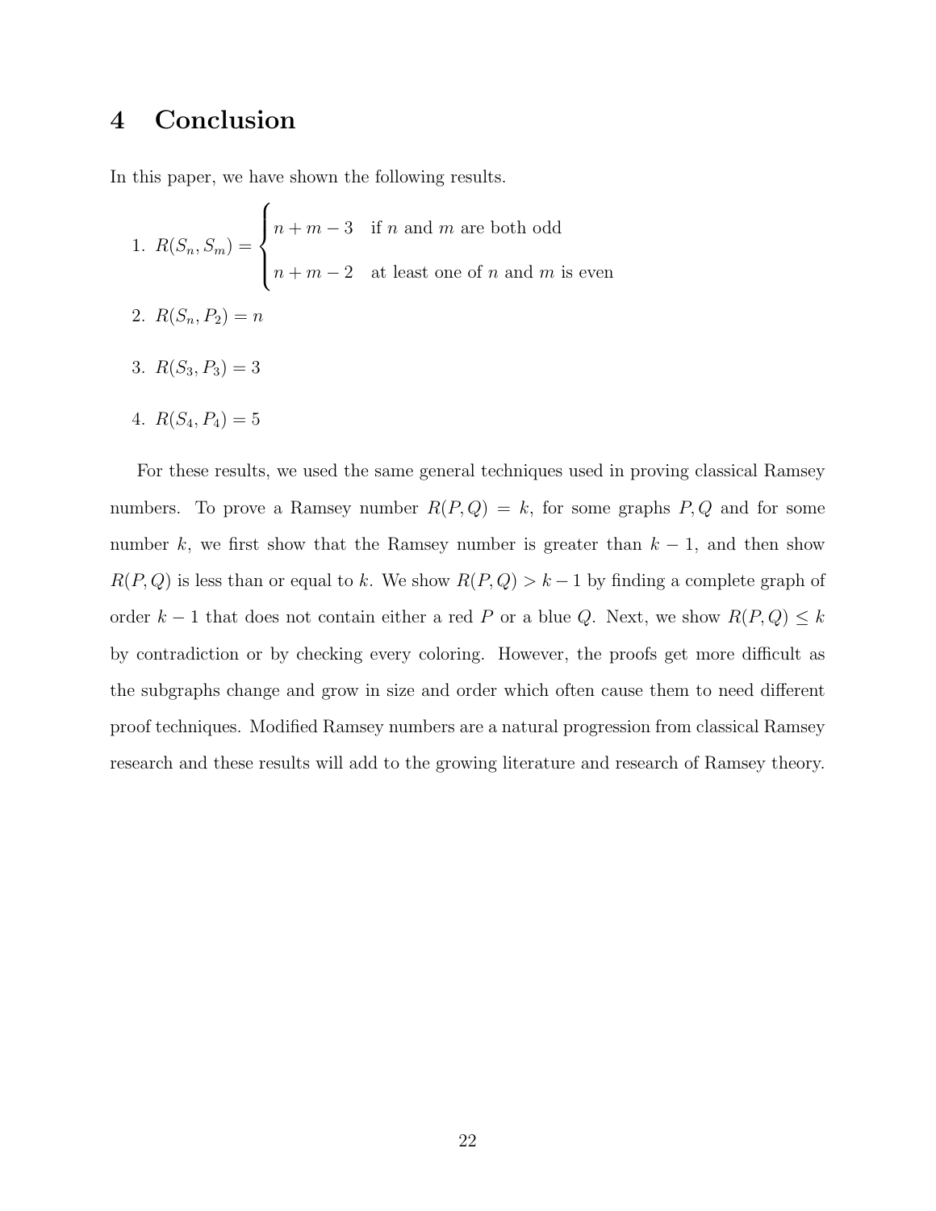# 4 Conclusion

In this paper, we have shown the following results.

1. $R(S_n, S_m) = \begin{cases} n+m-3 & \text{if } n \text{ and } m \text{ are both odd} \\ n+m-2 & \text{at least one of } n \text{ and } m \text{ is even} \end{cases}$

2. $R(S_n, P_2) = n$

3. $R(S_3, P_3) = 3$

4. $R(S_4, P_4) = 5$

For these results, we used the same general techniques used in proving classical Ramsey numbers. To prove a Ramsey number $R(P, Q) = k$, for some graphs $P, Q$ and for some number $k$, we first show that the Ramsey number is greater than $k - 1$, and then show $R(P, Q)$ is less than or equal to $k$. We show $R(P, Q) > k - 1$ by finding a complete graph of order $k - 1$ that does not contain either a red $P$ or a blue $Q$. Next, we show $R(P, Q) \leq k$ by contradiction or by checking every coloring. However, the proofs get more difficult as the subgraphs change and grow in size and order which often cause them to need different proof techniques. Modified Ramsey numbers are a natural progression from classical Ramsey research and these results will add to the growing literature and research of Ramsey theory.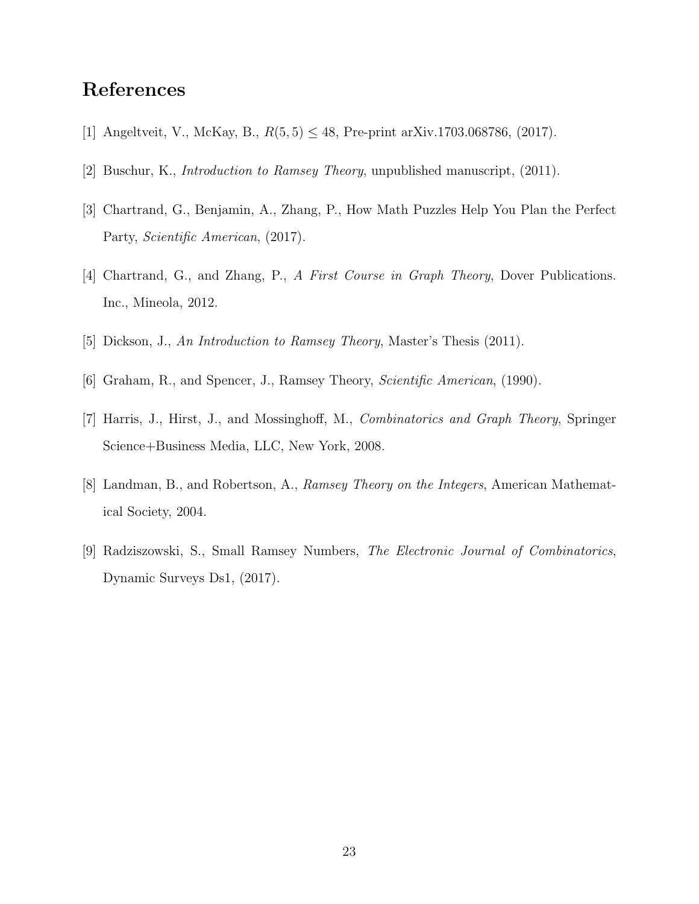# References

[1] Angeltveit, V., McKay, B., $R(5, 5) \leq 48$, Pre-print arXiv.1703.068786, (2017).

[2] Buschur, K., *Introduction to Ramsey Theory*, unpublished manuscript, (2011).

[3] Chartrand, G., Benjamin, A., Zhang, P., How Math Puzzles Help You Plan the Perfect Party, *Scientific American*, (2017).

[4] Chartrand, G., and Zhang, P., *A First Course in Graph Theory*, Dover Publications. Inc., Mineola, 2012.

[5] Dickson, J., *An Introduction to Ramsey Theory*, Master's Thesis (2011).

[6] Graham, R., and Spencer, J., Ramsey Theory, *Scientific American*, (1990).

[7] Harris, J., Hirst, J., and Mossinghoff, M., *Combinatorics and Graph Theory*, Springer Science+Business Media, LLC, New York, 2008.

[8] Landman, B., and Robertson, A., *Ramsey Theory on the Integers*, American Mathematical Society, 2004.

[9] Radziszowski, S., Small Ramsey Numbers, *The Electronic Journal of Combinatorics*, Dynamic Surveys Ds1, (2017).